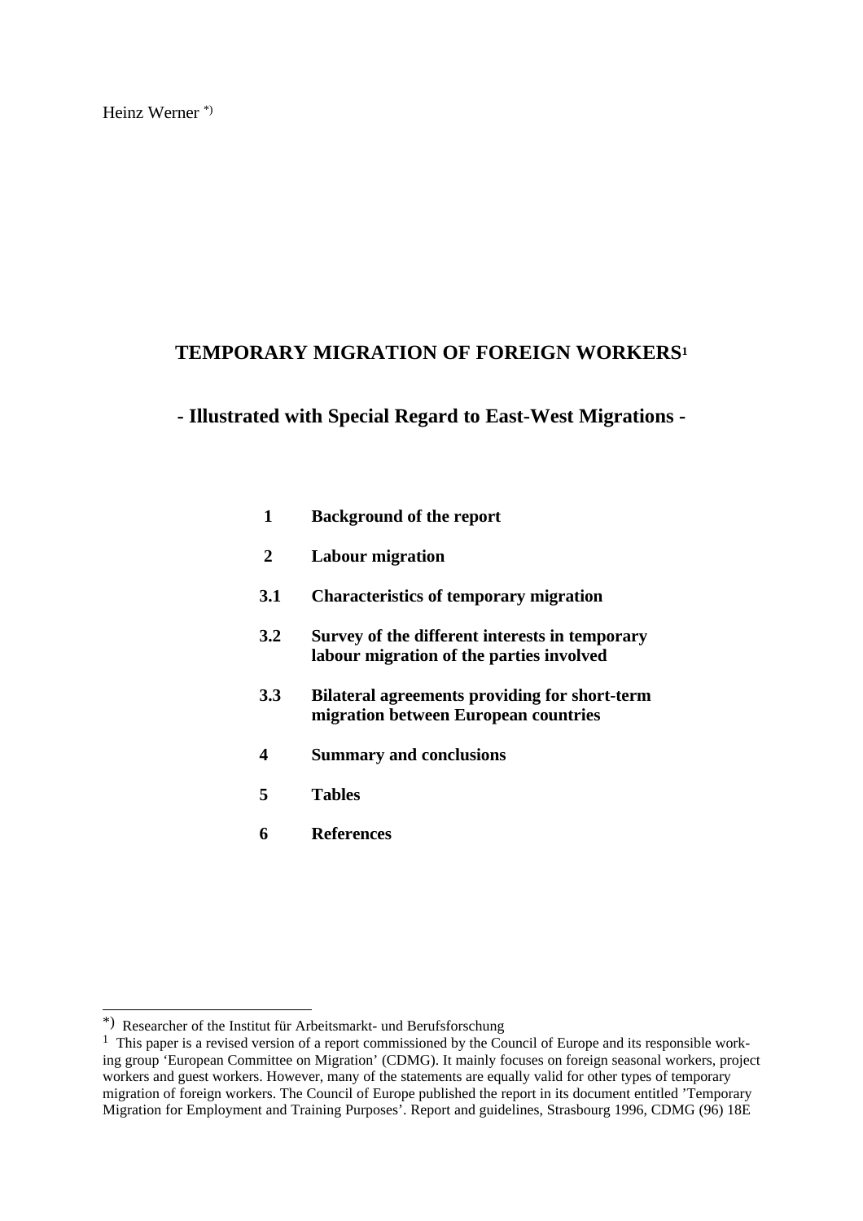Heinz Werner [*)]

# TEMPORARY MIGRATION OF FOREIGN WORKERS[1]

## - Illustrated with Special Regard to East-West Migrations -

| | |
|---|---|
| **1** | **Background of the report** |
| **2** | **Labour migration** |
| **3.1** | **Characteristics of temporary migration** |
| **3.2** | **Survey of the different interests in temporary labour migration of the parties involved** |
| **3.3** | **Bilateral agreements providing for short-term migration between European countries** |
| **4** | **Summary and conclusions** |
| **5** | **Tables** |
| **6** | **References** |

---

[*)] Researcher of the Institut für Arbeitsmarkt- und Berufsforschung

[1] This paper is a revised version of a report commissioned by the Council of Europe and its responsible working group 'European Committee on Migration' (CDMG). It mainly focuses on foreign seasonal workers, project workers and guest workers. However, many of the statements are equally valid for other types of temporary migration of foreign workers. The Council of Europe published the report in its document entitled 'Temporary Migration for Employment and Training Purposes'. Report and guidelines, Strasbourg 1996, CDMG (96) 18E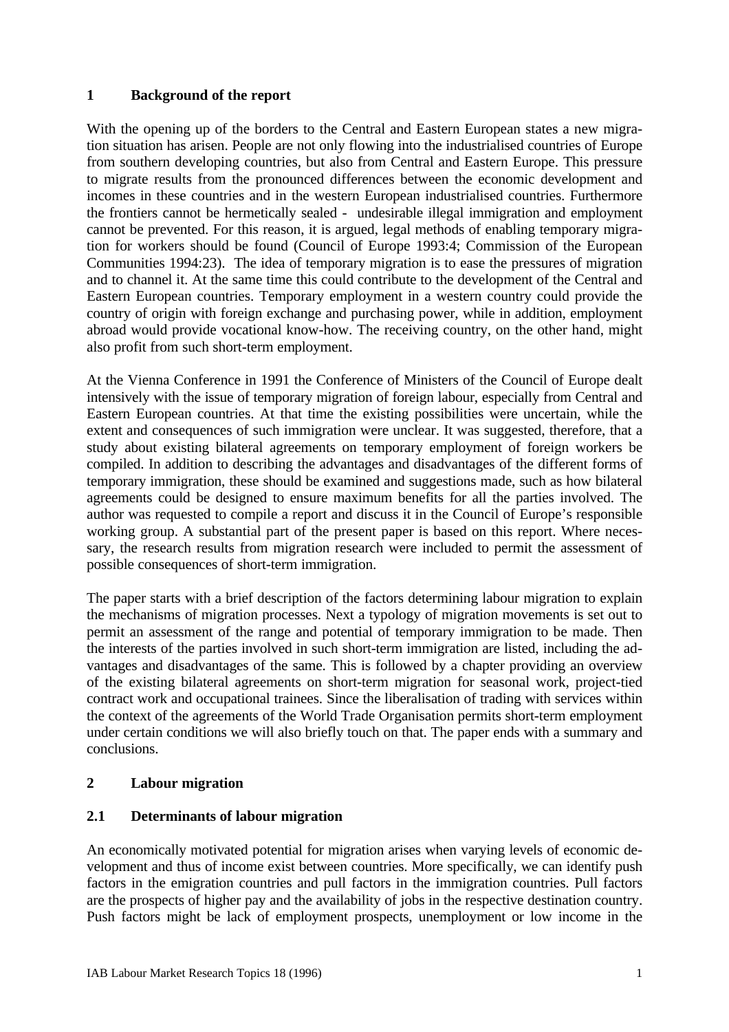## 1 Background of the report

With the opening up of the borders to the Central and Eastern European states a new migration situation has arisen. People are not only flowing into the industrialised countries of Europe from southern developing countries, but also from Central and Eastern Europe. This pressure to migrate results from the pronounced differences between the economic development and incomes in these countries and in the western European industrialised countries. Furthermore the frontiers cannot be hermetically sealed - undesirable illegal immigration and employment cannot be prevented. For this reason, it is argued, legal methods of enabling temporary migration for workers should be found (Council of Europe 1993:4; Commission of the European Communities 1994:23). The idea of temporary migration is to ease the pressures of migration and to channel it. At the same time this could contribute to the development of the Central and Eastern European countries. Temporary employment in a western country could provide the country of origin with foreign exchange and purchasing power, while in addition, employment abroad would provide vocational know-how. The receiving country, on the other hand, might also profit from such short-term employment.

At the Vienna Conference in 1991 the Conference of Ministers of the Council of Europe dealt intensively with the issue of temporary migration of foreign labour, especially from Central and Eastern European countries. At that time the existing possibilities were uncertain, while the extent and consequences of such immigration were unclear. It was suggested, therefore, that a study about existing bilateral agreements on temporary employment of foreign workers be compiled. In addition to describing the advantages and disadvantages of the different forms of temporary immigration, these should be examined and suggestions made, such as how bilateral agreements could be designed to ensure maximum benefits for all the parties involved. The author was requested to compile a report and discuss it in the Council of Europe's responsible working group. A substantial part of the present paper is based on this report. Where necessary, the research results from migration research were included to permit the assessment of possible consequences of short-term immigration.

The paper starts with a brief description of the factors determining labour migration to explain the mechanisms of migration processes. Next a typology of migration movements is set out to permit an assessment of the range and potential of temporary immigration to be made. Then the interests of the parties involved in such short-term immigration are listed, including the advantages and disadvantages of the same. This is followed by a chapter providing an overview of the existing bilateral agreements on short-term migration for seasonal work, project-tied contract work and occupational trainees. Since the liberalisation of trading with services within the context of the agreements of the World Trade Organisation permits short-term employment under certain conditions we will also briefly touch on that. The paper ends with a summary and conclusions.

## 2 Labour migration

### 2.1 Determinants of labour migration

An economically motivated potential for migration arises when varying levels of economic development and thus of income exist between countries. More specifically, we can identify push factors in the emigration countries and pull factors in the immigration countries. Pull factors are the prospects of higher pay and the availability of jobs in the respective destination country. Push factors might be lack of employment prospects, unemployment or low income in the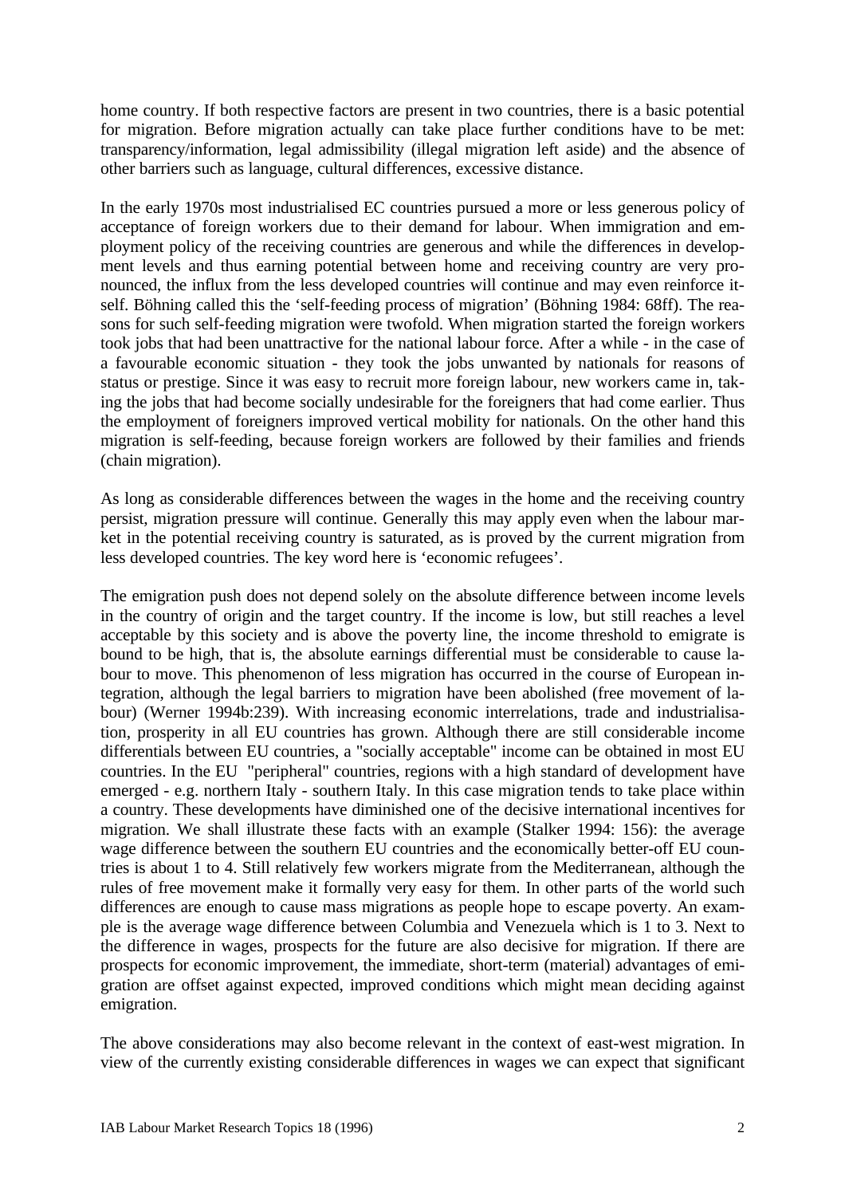home country. If both respective factors are present in two countries, there is a basic potential for migration. Before migration actually can take place further conditions have to be met: transparency/information, legal admissibility (illegal migration left aside) and the absence of other barriers such as language, cultural differences, excessive distance.

In the early 1970s most industrialised EC countries pursued a more or less generous policy of acceptance of foreign workers due to their demand for labour. When immigration and employment policy of the receiving countries are generous and while the differences in development levels and thus earning potential between home and receiving country are very pronounced, the influx from the less developed countries will continue and may even reinforce itself. Böhning called this the 'self-feeding process of migration' (Böhning 1984: 68ff). The reasons for such self-feeding migration were twofold. When migration started the foreign workers took jobs that had been unattractive for the national labour force. After a while - in the case of a favourable economic situation - they took the jobs unwanted by nationals for reasons of status or prestige. Since it was easy to recruit more foreign labour, new workers came in, taking the jobs that had become socially undesirable for the foreigners that had come earlier. Thus the employment of foreigners improved vertical mobility for nationals. On the other hand this migration is self-feeding, because foreign workers are followed by their families and friends (chain migration).

As long as considerable differences between the wages in the home and the receiving country persist, migration pressure will continue. Generally this may apply even when the labour market in the potential receiving country is saturated, as is proved by the current migration from less developed countries. The key word here is 'economic refugees'.

The emigration push does not depend solely on the absolute difference between income levels in the country of origin and the target country. If the income is low, but still reaches a level acceptable by this society and is above the poverty line, the income threshold to emigrate is bound to be high, that is, the absolute earnings differential must be considerable to cause labour to move. This phenomenon of less migration has occurred in the course of European integration, although the legal barriers to migration have been abolished (free movement of labour) (Werner 1994b:239). With increasing economic interrelations, trade and industrialisation, prosperity in all EU countries has grown. Although there are still considerable income differentials between EU countries, a "socially acceptable" income can be obtained in most EU countries. In the EU "peripheral" countries, regions with a high standard of development have emerged - e.g. northern Italy - southern Italy. In this case migration tends to take place within a country. These developments have diminished one of the decisive international incentives for migration. We shall illustrate these facts with an example (Stalker 1994: 156): the average wage difference between the southern EU countries and the economically better-off EU countries is about 1 to 4. Still relatively few workers migrate from the Mediterranean, although the rules of free movement make it formally very easy for them. In other parts of the world such differences are enough to cause mass migrations as people hope to escape poverty. An example is the average wage difference between Columbia and Venezuela which is 1 to 3. Next to the difference in wages, prospects for the future are also decisive for migration. If there are prospects for economic improvement, the immediate, short-term (material) advantages of emigration are offset against expected, improved conditions which might mean deciding against emigration.

The above considerations may also become relevant in the context of east-west migration. In view of the currently existing considerable differences in wages we can expect that significant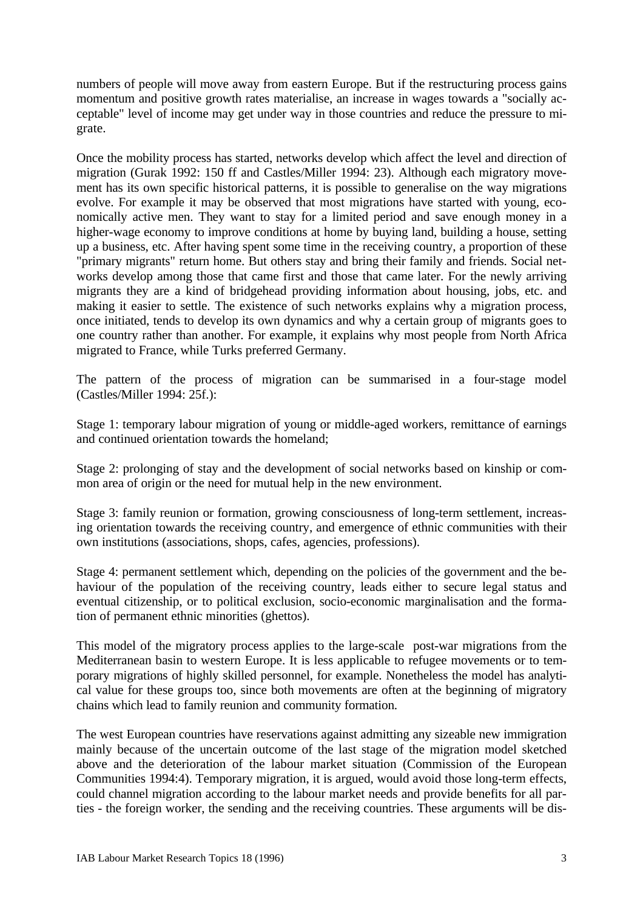numbers of people will move away from eastern Europe. But if the restructuring process gains momentum and positive growth rates materialise, an increase in wages towards a "socially acceptable" level of income may get under way in those countries and reduce the pressure to migrate.

Once the mobility process has started, networks develop which affect the level and direction of migration (Gurak 1992: 150 ff and Castles/Miller 1994: 23). Although each migratory movement has its own specific historical patterns, it is possible to generalise on the way migrations evolve. For example it may be observed that most migrations have started with young, economically active men. They want to stay for a limited period and save enough money in a higher-wage economy to improve conditions at home by buying land, building a house, setting up a business, etc. After having spent some time in the receiving country, a proportion of these "primary migrants" return home. But others stay and bring their family and friends. Social networks develop among those that came first and those that came later. For the newly arriving migrants they are a kind of bridgehead providing information about housing, jobs, etc. and making it easier to settle. The existence of such networks explains why a migration process, once initiated, tends to develop its own dynamics and why a certain group of migrants goes to one country rather than another. For example, it explains why most people from North Africa migrated to France, while Turks preferred Germany.

The pattern of the process of migration can be summarised in a four-stage model (Castles/Miller 1994: 25f.):

Stage 1: temporary labour migration of young or middle-aged workers, remittance of earnings and continued orientation towards the homeland;

Stage 2: prolonging of stay and the development of social networks based on kinship or common area of origin or the need for mutual help in the new environment.

Stage 3: family reunion or formation, growing consciousness of long-term settlement, increasing orientation towards the receiving country, and emergence of ethnic communities with their own institutions (associations, shops, cafes, agencies, professions).

Stage 4: permanent settlement which, depending on the policies of the government and the behaviour of the population of the receiving country, leads either to secure legal status and eventual citizenship, or to political exclusion, socio-economic marginalisation and the formation of permanent ethnic minorities (ghettos).

This model of the migratory process applies to the large-scale post-war migrations from the Mediterranean basin to western Europe. It is less applicable to refugee movements or to temporary migrations of highly skilled personnel, for example. Nonetheless the model has analytical value for these groups too, since both movements are often at the beginning of migratory chains which lead to family reunion and community formation.

The west European countries have reservations against admitting any sizeable new immigration mainly because of the uncertain outcome of the last stage of the migration model sketched above and the deterioration of the labour market situation (Commission of the European Communities 1994:4). Temporary migration, it is argued, would avoid those long-term effects, could channel migration according to the labour market needs and provide benefits for all parties - the foreign worker, the sending and the receiving countries. These arguments will be dis-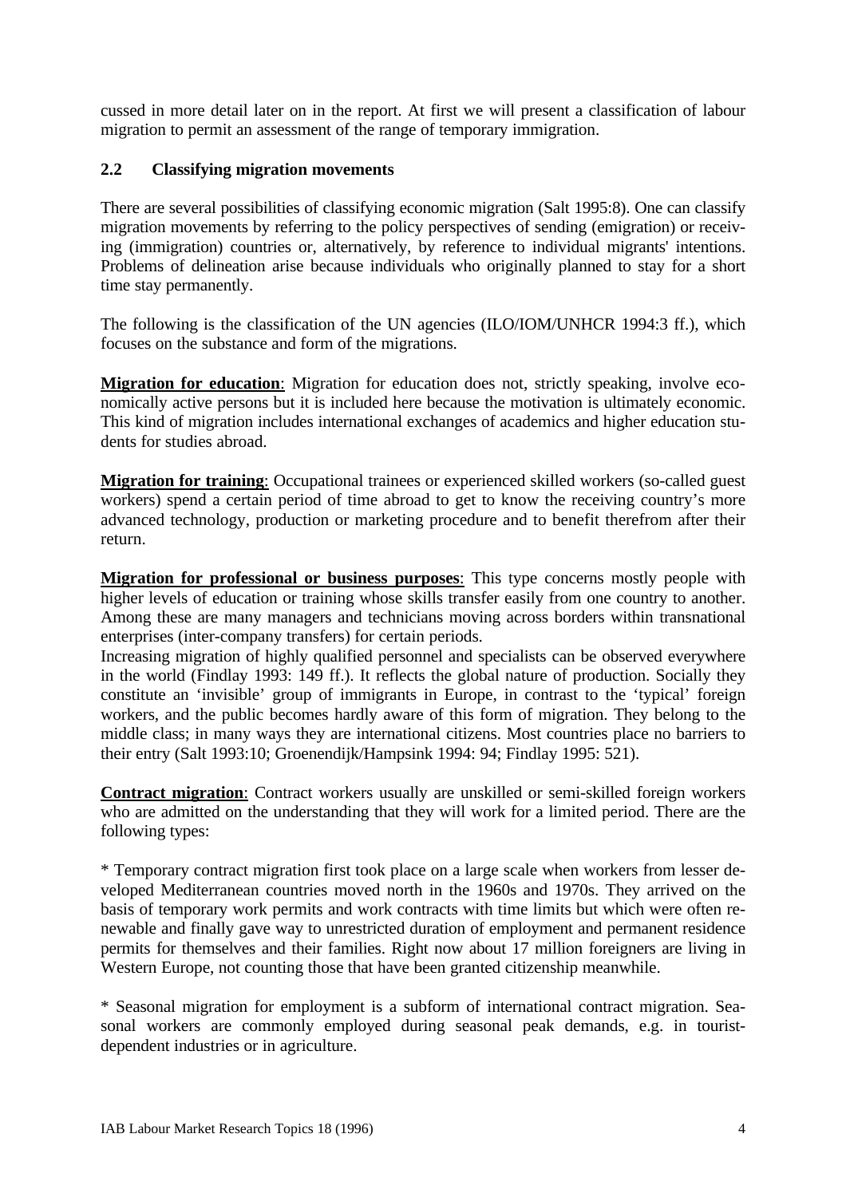cussed in more detail later on in the report. At first we will present a classification of labour migration to permit an assessment of the range of temporary immigration.

## 2.2 Classifying migration movements

There are several possibilities of classifying economic migration (Salt 1995:8). One can classify migration movements by referring to the policy perspectives of sending (emigration) or receiving (immigration) countries or, alternatively, by reference to individual migrants' intentions. Problems of delineation arise because individuals who originally planned to stay for a short time stay permanently.

The following is the classification of the UN agencies (ILO/IOM/UNHCR 1994:3 ff.), which focuses on the substance and form of the migrations.

**Migration for education**: Migration for education does not, strictly speaking, involve economically active persons but it is included here because the motivation is ultimately economic. This kind of migration includes international exchanges of academics and higher education students for studies abroad.

**Migration for training**: Occupational trainees or experienced skilled workers (so-called guest workers) spend a certain period of time abroad to get to know the receiving country's more advanced technology, production or marketing procedure and to benefit therefrom after their return.

**Migration for professional or business purposes**: This type concerns mostly people with higher levels of education or training whose skills transfer easily from one country to another. Among these are many managers and technicians moving across borders within transnational enterprises (inter-company transfers) for certain periods.
Increasing migration of highly qualified personnel and specialists can be observed everywhere in the world (Findlay 1993: 149 ff.). It reflects the global nature of production. Socially they constitute an 'invisible' group of immigrants in Europe, in contrast to the 'typical' foreign workers, and the public becomes hardly aware of this form of migration. They belong to the middle class; in many ways they are international citizens. Most countries place no barriers to their entry (Salt 1993:10; Groenendijk/Hampsink 1994: 94; Findlay 1995: 521).

**Contract migration**: Contract workers usually are unskilled or semi-skilled foreign workers who are admitted on the understanding that they will work for a limited period. There are the following types:

* Temporary contract migration first took place on a large scale when workers from lesser developed Mediterranean countries moved north in the 1960s and 1970s. They arrived on the basis of temporary work permits and work contracts with time limits but which were often renewable and finally gave way to unrestricted duration of employment and permanent residence permits for themselves and their families. Right now about 17 million foreigners are living in Western Europe, not counting those that have been granted citizenship meanwhile.

* Seasonal migration for employment is a subform of international contract migration. Seasonal workers are commonly employed during seasonal peak demands, e.g. in tourist-dependent industries or in agriculture.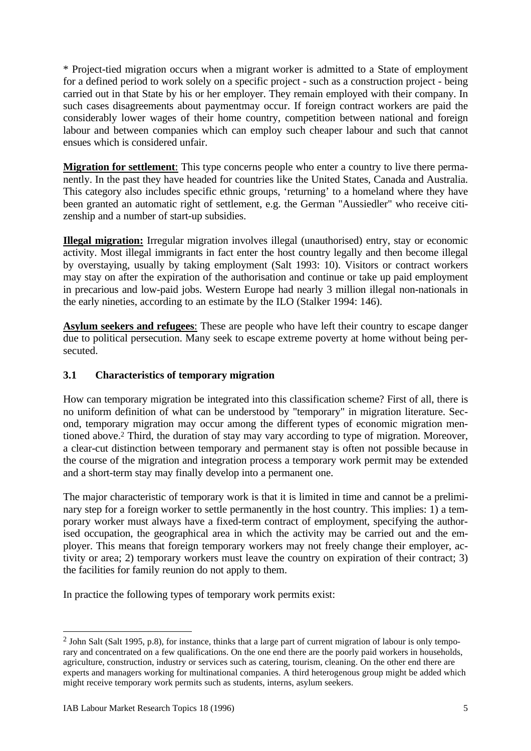* Project-tied migration occurs when a migrant worker is admitted to a State of employment for a defined period to work solely on a specific project - such as a construction project - being carried out in that State by his or her employer. They remain employed with their company. In such cases disagreements about paymentmay occur. If foreign contract workers are paid the considerably lower wages of their home country, competition between national and foreign labour and between companies which can employ such cheaper labour and such that cannot ensues which is considered unfair.

**Migration for settlement**: This type concerns people who enter a country to live there permanently. In the past they have headed for countries like the United States, Canada and Australia. This category also includes specific ethnic groups, 'returning' to a homeland where they have been granted an automatic right of settlement, e.g. the German "Aussiedler" who receive citizenship and a number of start-up subsidies.

**Illegal migration:** Irregular migration involves illegal (unauthorised) entry, stay or economic activity. Most illegal immigrants in fact enter the host country legally and then become illegal by overstaying, usually by taking employment (Salt 1993: 10). Visitors or contract workers may stay on after the expiration of the authorisation and continue or take up paid employment in precarious and low-paid jobs. Western Europe had nearly 3 million illegal non-nationals in the early nineties, according to an estimate by the ILO (Stalker 1994: 146).

**Asylum seekers and refugees**: These are people who have left their country to escape danger due to political persecution. Many seek to escape extreme poverty at home without being persecuted.

### 3.1 Characteristics of temporary migration

How can temporary migration be integrated into this classification scheme? First of all, there is no uniform definition of what can be understood by "temporary" in migration literature. Second, temporary migration may occur among the different types of economic migration mentioned above.[2] Third, the duration of stay may vary according to type of migration. Moreover, a clear-cut distinction between temporary and permanent stay is often not possible because in the course of the migration and integration process a temporary work permit may be extended and a short-term stay may finally develop into a permanent one.

The major characteristic of temporary work is that it is limited in time and cannot be a preliminary step for a foreign worker to settle permanently in the host country. This implies: 1) a temporary worker must always have a fixed-term contract of employment, specifying the authorised occupation, the geographical area in which the activity may be carried out and the employer. This means that foreign temporary workers may not freely change their employer, activity or area; 2) temporary workers must leave the country on expiration of their contract; 3) the facilities for family reunion do not apply to them.

In practice the following types of temporary work permits exist:

---

[2] John Salt (Salt 1995, p.8), for instance, thinks that a large part of current migration of labour is only temporary and concentrated on a few qualifications. On the one end there are the poorly paid workers in households, agriculture, construction, industry or services such as catering, tourism, cleaning. On the other end there are experts and managers working for multinational companies. A third heterogenous group might be added which might receive temporary work permits such as students, interns, asylum seekers.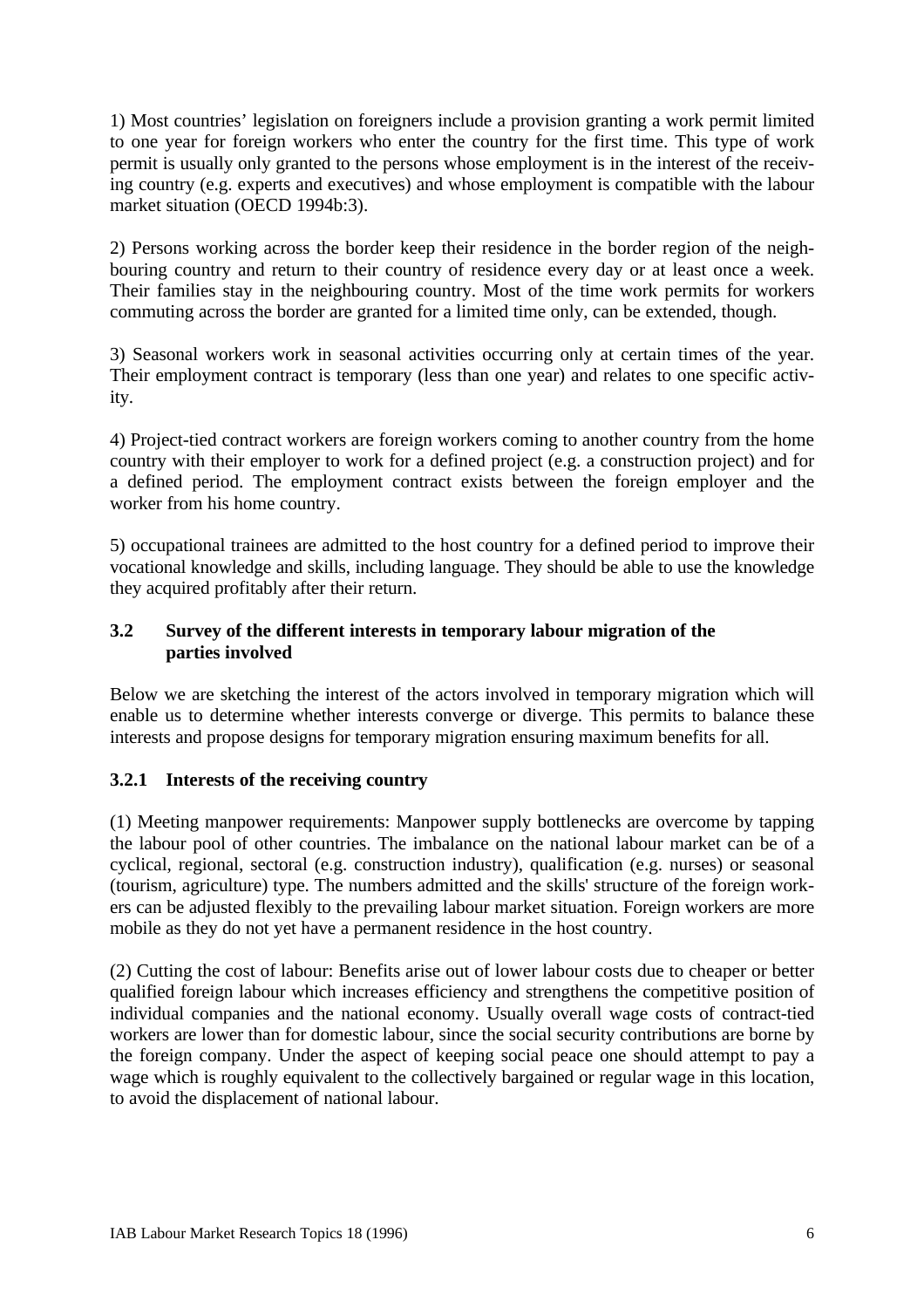1) Most countries' legislation on foreigners include a provision granting a work permit limited to one year for foreign workers who enter the country for the first time. This type of work permit is usually only granted to the persons whose employment is in the interest of the receiving country (e.g. experts and executives) and whose employment is compatible with the labour market situation (OECD 1994b:3).

2) Persons working across the border keep their residence in the border region of the neighbouring country and return to their country of residence every day or at least once a week. Their families stay in the neighbouring country. Most of the time work permits for workers commuting across the border are granted for a limited time only, can be extended, though.

3) Seasonal workers work in seasonal activities occurring only at certain times of the year. Their employment contract is temporary (less than one year) and relates to one specific activity.

4) Project-tied contract workers are foreign workers coming to another country from the home country with their employer to work for a defined project (e.g. a construction project) and for a defined period. The employment contract exists between the foreign employer and the worker from his home country.

5) occupational trainees are admitted to the host country for a defined period to improve their vocational knowledge and skills, including language. They should be able to use the knowledge they acquired profitably after their return.

### 3.2 Survey of the different interests in temporary labour migration of the parties involved

Below we are sketching the interest of the actors involved in temporary migration which will enable us to determine whether interests converge or diverge. This permits to balance these interests and propose designs for temporary migration ensuring maximum benefits for all.

#### 3.2.1 Interests of the receiving country

(1) Meeting manpower requirements: Manpower supply bottlenecks are overcome by tapping the labour pool of other countries. The imbalance on the national labour market can be of a cyclical, regional, sectoral (e.g. construction industry), qualification (e.g. nurses) or seasonal (tourism, agriculture) type. The numbers admitted and the skills' structure of the foreign workers can be adjusted flexibly to the prevailing labour market situation. Foreign workers are more mobile as they do not yet have a permanent residence in the host country.

(2) Cutting the cost of labour: Benefits arise out of lower labour costs due to cheaper or better qualified foreign labour which increases efficiency and strengthens the competitive position of individual companies and the national economy. Usually overall wage costs of contract-tied workers are lower than for domestic labour, since the social security contributions are borne by the foreign company. Under the aspect of keeping social peace one should attempt to pay a wage which is roughly equivalent to the collectively bargained or regular wage in this location, to avoid the displacement of national labour.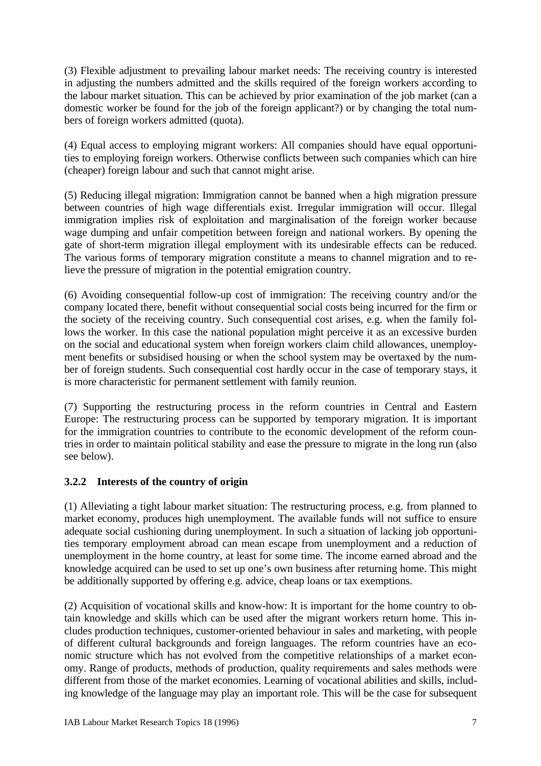(3) Flexible adjustment to prevailing labour market needs: The receiving country is interested in adjusting the numbers admitted and the skills required of the foreign workers according to the labour market situation. This can be achieved by prior examination of the job market (can a domestic worker be found for the job of the foreign applicant?) or by changing the total numbers of foreign workers admitted (quota).

(4) Equal access to employing migrant workers: All companies should have equal opportunities to employing foreign workers. Otherwise conflicts between such companies which can hire (cheaper) foreign labour and such that cannot might arise.

(5) Reducing illegal migration: Immigration cannot be banned when a high migration pressure between countries of high wage differentials exist. Irregular immigration will occur. Illegal immigration implies risk of exploitation and marginalisation of the foreign worker because wage dumping and unfair competition between foreign and national workers. By opening the gate of short-term migration illegal employment with its undesirable effects can be reduced. The various forms of temporary migration constitute a means to channel migration and to relieve the pressure of migration in the potential emigration country.

(6) Avoiding consequential follow-up cost of immigration: The receiving country and/or the company located there, benefit without consequential social costs being incurred for the firm or the society of the receiving country. Such consequential cost arises, e.g. when the family follows the worker. In this case the national population might perceive it as an excessive burden on the social and educational system when foreign workers claim child allowances, unemployment benefits or subsidised housing or when the school system may be overtaxed by the number of foreign students. Such consequential cost hardly occur in the case of temporary stays, it is more characteristic for permanent settlement with family reunion.

(7) Supporting the restructuring process in the reform countries in Central and Eastern Europe: The restructuring process can be supported by temporary migration. It is important for the immigration countries to contribute to the economic development of the reform countries in order to maintain political stability and ease the pressure to migrate in the long run (also see below).

### 3.2.2 Interests of the country of origin

(1) Alleviating a tight labour market situation: The restructuring process, e.g. from planned to market economy, produces high unemployment. The available funds will not suffice to ensure adequate social cushioning during unemployment. In such a situation of lacking job opportunities temporary employment abroad can mean escape from unemployment and a reduction of unemployment in the home country, at least for some time. The income earned abroad and the knowledge acquired can be used to set up one's own business after returning home. This might be additionally supported by offering e.g. advice, cheap loans or tax exemptions.

(2) Acquisition of vocational skills and know-how: It is important for the home country to obtain knowledge and skills which can be used after the migrant workers return home. This includes production techniques, customer-oriented behaviour in sales and marketing, with people of different cultural backgrounds and foreign languages. The reform countries have an economic structure which has not evolved from the competitive relationships of a market economy. Range of products, methods of production, quality requirements and sales methods were different from those of the market economies. Learning of vocational abilities and skills, including knowledge of the language may play an important role. This will be the case for subsequent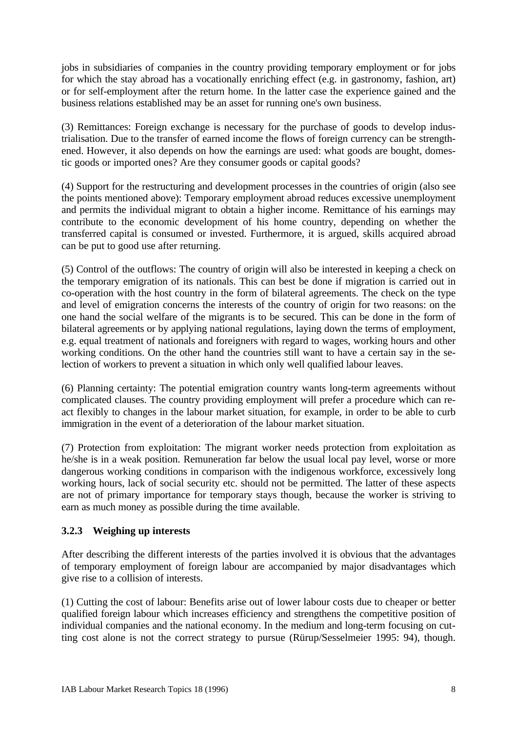jobs in subsidiaries of companies in the country providing temporary employment or for jobs for which the stay abroad has a vocationally enriching effect (e.g. in gastronomy, fashion, art) or for self-employment after the return home. In the latter case the experience gained and the business relations established may be an asset for running one's own business.

(3) Remittances: Foreign exchange is necessary for the purchase of goods to develop industrialisation. Due to the transfer of earned income the flows of foreign currency can be strengthened. However, it also depends on how the earnings are used: what goods are bought, domestic goods or imported ones? Are they consumer goods or capital goods?

(4) Support for the restructuring and development processes in the countries of origin (also see the points mentioned above): Temporary employment abroad reduces excessive unemployment and permits the individual migrant to obtain a higher income. Remittance of his earnings may contribute to the economic development of his home country, depending on whether the transferred capital is consumed or invested. Furthermore, it is argued, skills acquired abroad can be put to good use after returning.

(5) Control of the outflows: The country of origin will also be interested in keeping a check on the temporary emigration of its nationals. This can best be done if migration is carried out in co-operation with the host country in the form of bilateral agreements. The check on the type and level of emigration concerns the interests of the country of origin for two reasons: on the one hand the social welfare of the migrants is to be secured. This can be done in the form of bilateral agreements or by applying national regulations, laying down the terms of employment, e.g. equal treatment of nationals and foreigners with regard to wages, working hours and other working conditions. On the other hand the countries still want to have a certain say in the selection of workers to prevent a situation in which only well qualified labour leaves.

(6) Planning certainty: The potential emigration country wants long-term agreements without complicated clauses. The country providing employment will prefer a procedure which can react flexibly to changes in the labour market situation, for example, in order to be able to curb immigration in the event of a deterioration of the labour market situation.

(7) Protection from exploitation: The migrant worker needs protection from exploitation as he/she is in a weak position. Remuneration far below the usual local pay level, worse or more dangerous working conditions in comparison with the indigenous workforce, excessively long working hours, lack of social security etc. should not be permitted. The latter of these aspects are not of primary importance for temporary stays though, because the worker is striving to earn as much money as possible during the time available.

### 3.2.3 Weighing up interests

After describing the different interests of the parties involved it is obvious that the advantages of temporary employment of foreign labour are accompanied by major disadvantages which give rise to a collision of interests.

(1) Cutting the cost of labour: Benefits arise out of lower labour costs due to cheaper or better qualified foreign labour which increases efficiency and strengthens the competitive position of individual companies and the national economy. In the medium and long-term focusing on cutting cost alone is not the correct strategy to pursue (Rürup/Sesselmeier 1995: 94), though.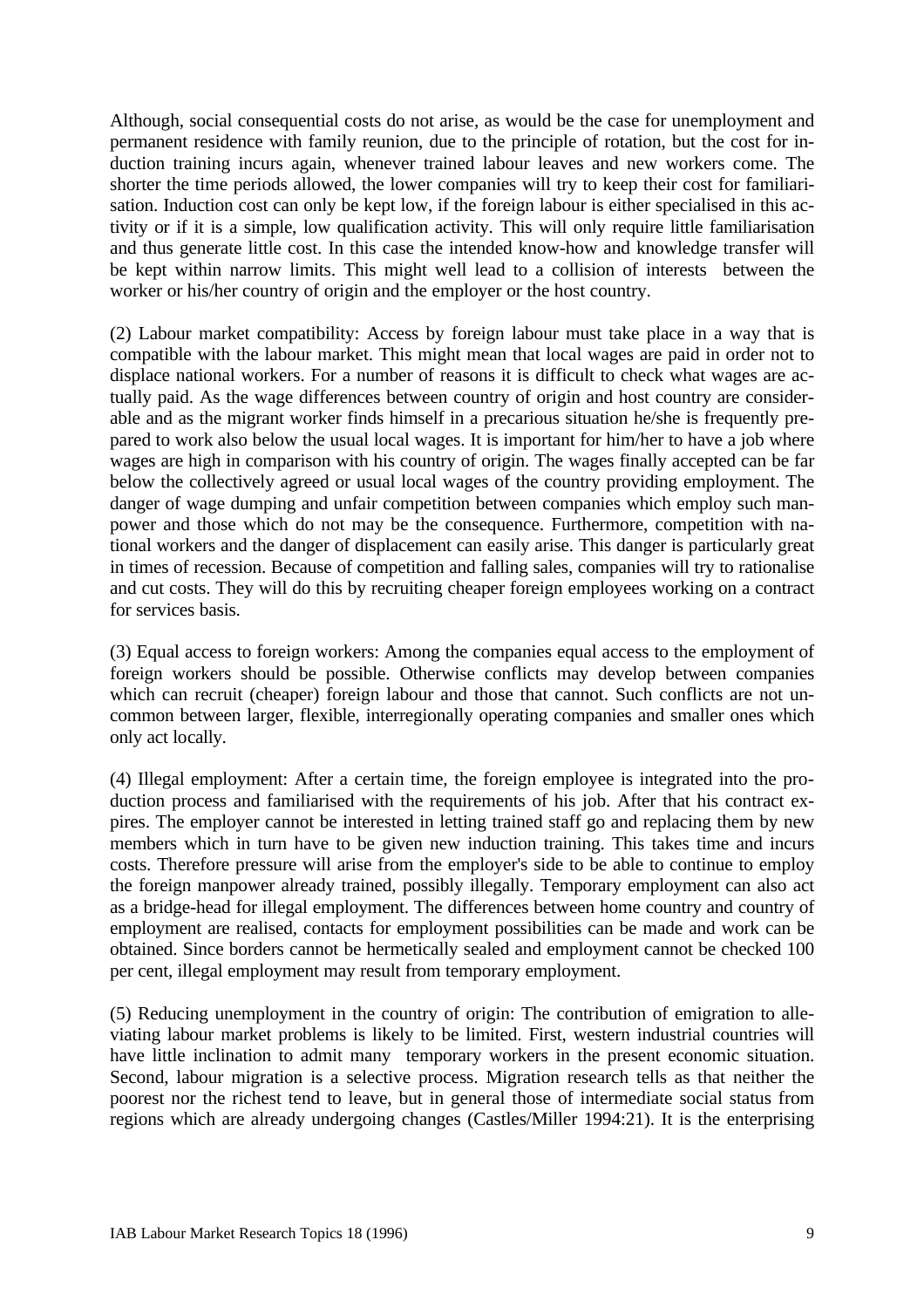Although, social consequential costs do not arise, as would be the case for unemployment and permanent residence with family reunion, due to the principle of rotation, but the cost for induction training incurs again, whenever trained labour leaves and new workers come. The shorter the time periods allowed, the lower companies will try to keep their cost for familiarisation. Induction cost can only be kept low, if the foreign labour is either specialised in this activity or if it is a simple, low qualification activity. This will only require little familiarisation and thus generate little cost. In this case the intended know-how and knowledge transfer will be kept within narrow limits. This might well lead to a collision of interests between the worker or his/her country of origin and the employer or the host country.

(2) Labour market compatibility: Access by foreign labour must take place in a way that is compatible with the labour market. This might mean that local wages are paid in order not to displace national workers. For a number of reasons it is difficult to check what wages are actually paid. As the wage differences between country of origin and host country are considerable and as the migrant worker finds himself in a precarious situation he/she is frequently prepared to work also below the usual local wages. It is important for him/her to have a job where wages are high in comparison with his country of origin. The wages finally accepted can be far below the collectively agreed or usual local wages of the country providing employment. The danger of wage dumping and unfair competition between companies which employ such manpower and those which do not may be the consequence. Furthermore, competition with national workers and the danger of displacement can easily arise. This danger is particularly great in times of recession. Because of competition and falling sales, companies will try to rationalise and cut costs. They will do this by recruiting cheaper foreign employees working on a contract for services basis.

(3) Equal access to foreign workers: Among the companies equal access to the employment of foreign workers should be possible. Otherwise conflicts may develop between companies which can recruit (cheaper) foreign labour and those that cannot. Such conflicts are not uncommon between larger, flexible, interregionally operating companies and smaller ones which only act locally.

(4) Illegal employment: After a certain time, the foreign employee is integrated into the production process and familiarised with the requirements of his job. After that his contract expires. The employer cannot be interested in letting trained staff go and replacing them by new members which in turn have to be given new induction training. This takes time and incurs costs. Therefore pressure will arise from the employer's side to be able to continue to employ the foreign manpower already trained, possibly illegally. Temporary employment can also act as a bridge-head for illegal employment. The differences between home country and country of employment are realised, contacts for employment possibilities can be made and work can be obtained. Since borders cannot be hermetically sealed and employment cannot be checked 100 per cent, illegal employment may result from temporary employment.

(5) Reducing unemployment in the country of origin: The contribution of emigration to alleviating labour market problems is likely to be limited. First, western industrial countries will have little inclination to admit many temporary workers in the present economic situation. Second, labour migration is a selective process. Migration research tells as that neither the poorest nor the richest tend to leave, but in general those of intermediate social status from regions which are already undergoing changes (Castles/Miller 1994:21). It is the enterprising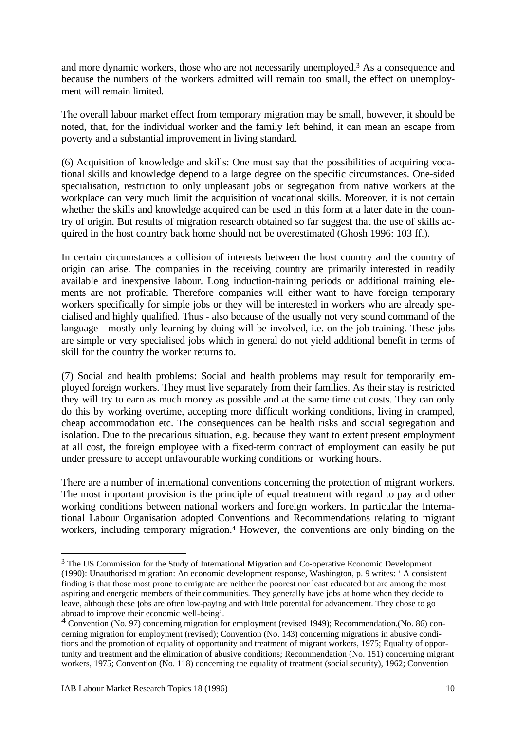and more dynamic workers, those who are not necessarily unemployed.[3] As a consequence and because the numbers of the workers admitted will remain too small, the effect on unemployment will remain limited.

The overall labour market effect from temporary migration may be small, however, it should be noted, that, for the individual worker and the family left behind, it can mean an escape from poverty and a substantial improvement in living standard.

(6) Acquisition of knowledge and skills: One must say that the possibilities of acquiring vocational skills and knowledge depend to a large degree on the specific circumstances. One-sided specialisation, restriction to only unpleasant jobs or segregation from native workers at the workplace can very much limit the acquisition of vocational skills. Moreover, it is not certain whether the skills and knowledge acquired can be used in this form at a later date in the country of origin. But results of migration research obtained so far suggest that the use of skills acquired in the host country back home should not be overestimated (Ghosh 1996: 103 ff.).

In certain circumstances a collision of interests between the host country and the country of origin can arise. The companies in the receiving country are primarily interested in readily available and inexpensive labour. Long induction-training periods or additional training elements are not profitable. Therefore companies will either want to have foreign temporary workers specifically for simple jobs or they will be interested in workers who are already specialised and highly qualified. Thus - also because of the usually not very sound command of the language - mostly only learning by doing will be involved, i.e. on-the-job training. These jobs are simple or very specialised jobs which in general do not yield additional benefit in terms of skill for the country the worker returns to.

(7) Social and health problems: Social and health problems may result for temporarily employed foreign workers. They must live separately from their families. As their stay is restricted they will try to earn as much money as possible and at the same time cut costs. They can only do this by working overtime, accepting more difficult working conditions, living in cramped, cheap accommodation etc. The consequences can be health risks and social segregation and isolation. Due to the precarious situation, e.g. because they want to extent present employment at all cost, the foreign employee with a fixed-term contract of employment can easily be put under pressure to accept unfavourable working conditions or working hours.

There are a number of international conventions concerning the protection of migrant workers. The most important provision is the principle of equal treatment with regard to pay and other working conditions between national workers and foreign workers. In particular the International Labour Organisation adopted Conventions and Recommendations relating to migrant workers, including temporary migration.[4] However, the conventions are only binding on the

---

[3] The US Commission for the Study of International Migration and Co-operative Economic Development (1990): Unauthorised migration: An economic development response, Washington, p. 9 writes: ' A consistent finding is that those most prone to emigrate are neither the poorest nor least educated but are among the most aspiring and energetic members of their communities. They generally have jobs at home when they decide to leave, although these jobs are often low-paying and with little potential for advancement. They chose to go abroad to improve their economic well-being'.

[4] Convention (No. 97) concerning migration for employment (revised 1949); Recommendation.(No. 86) concerning migration for employment (revised); Convention (No. 143) concerning migrations in abusive conditions and the promotion of equality of opportunity and treatment of migrant workers, 1975; Equality of opportunity and treatment and the elimination of abusive conditions; Recommendation (No. 151) concerning migrant workers, 1975; Convention (No. 118) concerning the equality of treatment (social security), 1962; Convention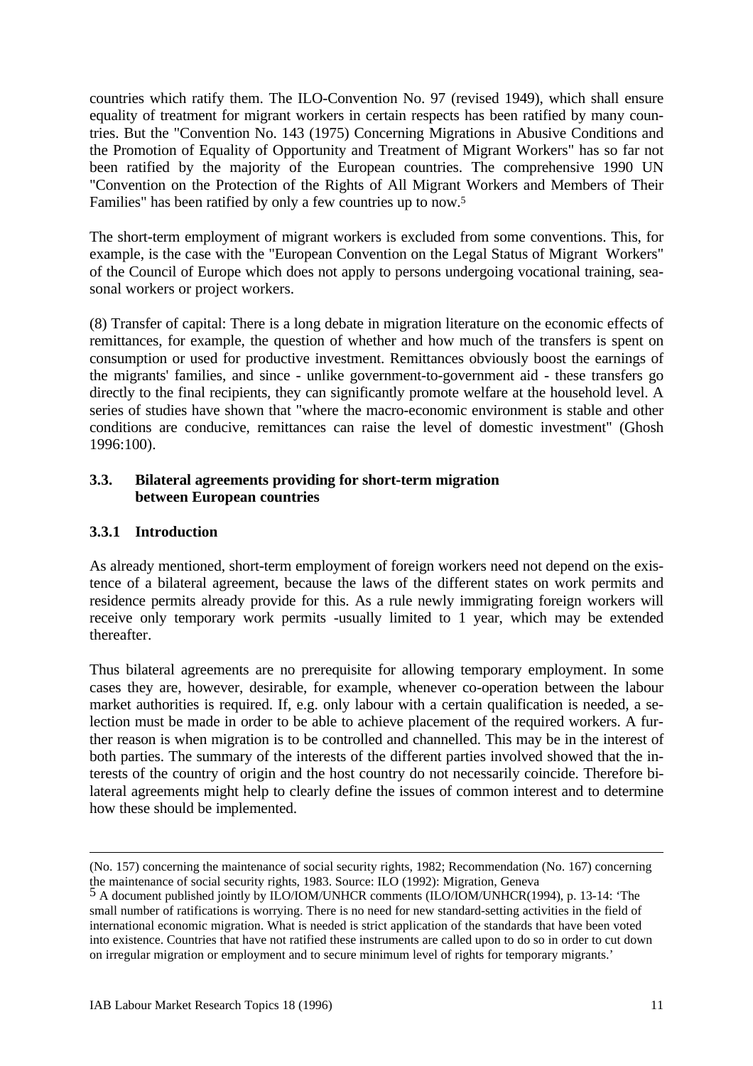countries which ratify them. The ILO-Convention No. 97 (revised 1949), which shall ensure equality of treatment for migrant workers in certain respects has been ratified by many countries. But the "Convention No. 143 (1975) Concerning Migrations in Abusive Conditions and the Promotion of Equality of Opportunity and Treatment of Migrant Workers" has so far not been ratified by the majority of the European countries. The comprehensive 1990 UN "Convention on the Protection of the Rights of All Migrant Workers and Members of Their Families" has been ratified by only a few countries up to now.[5]

The short-term employment of migrant workers is excluded from some conventions. This, for example, is the case with the "European Convention on the Legal Status of Migrant Workers" of the Council of Europe which does not apply to persons undergoing vocational training, seasonal workers or project workers.

(8) Transfer of capital: There is a long debate in migration literature on the economic effects of remittances, for example, the question of whether and how much of the transfers is spent on consumption or used for productive investment. Remittances obviously boost the earnings of the migrants' families, and since - unlike government-to-government aid - these transfers go directly to the final recipients, they can significantly promote welfare at the household level. A series of studies have shown that "where the macro-economic environment is stable and other conditions are conducive, remittances can raise the level of domestic investment" (Ghosh 1996:100).

### 3.3. Bilateral agreements providing for short-term migration between European countries

#### 3.3.1 Introduction

As already mentioned, short-term employment of foreign workers need not depend on the existence of a bilateral agreement, because the laws of the different states on work permits and residence permits already provide for this. As a rule newly immigrating foreign workers will receive only temporary work permits -usually limited to 1 year, which may be extended thereafter.

Thus bilateral agreements are no prerequisite for allowing temporary employment. In some cases they are, however, desirable, for example, whenever co-operation between the labour market authorities is required. If, e.g. only labour with a certain qualification is needed, a selection must be made in order to be able to achieve placement of the required workers. A further reason is when migration is to be controlled and channelled. This may be in the interest of both parties. The summary of the interests of the different parties involved showed that the interests of the country of origin and the host country do not necessarily coincide. Therefore bilateral agreements might help to clearly define the issues of common interest and to determine how these should be implemented.

---

(No. 157) concerning the maintenance of social security rights, 1982; Recommendation (No. 167) concerning the maintenance of social security rights, 1983. Source: ILO (1992): Migration, Geneva

[5] A document published jointly by ILO/IOM/UNHCR comments (ILO/IOM/UNHCR(1994), p. 13-14: 'The small number of ratifications is worrying. There is no need for new standard-setting activities in the field of international economic migration. What is needed is strict application of the standards that have been voted into existence. Countries that have not ratified these instruments are called upon to do so in order to cut down on irregular migration or employment and to secure minimum level of rights for temporary migrants.'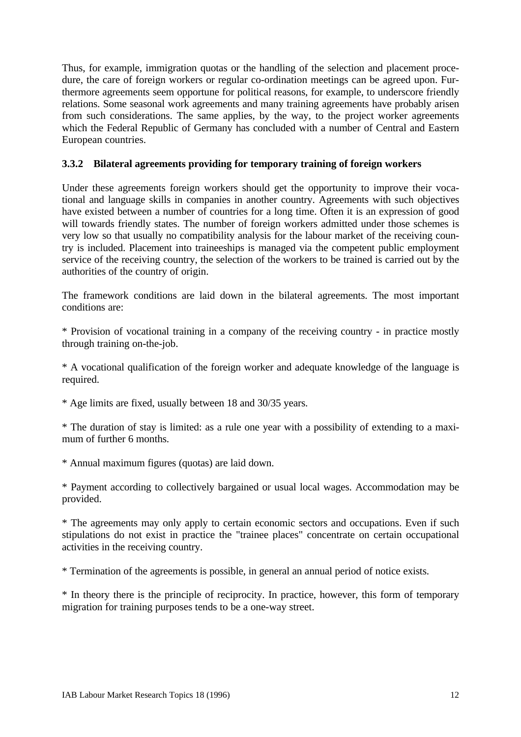Thus, for example, immigration quotas or the handling of the selection and placement procedure, the care of foreign workers or regular co-ordination meetings can be agreed upon. Furthermore agreements seem opportune for political reasons, for example, to underscore friendly relations. Some seasonal work agreements and many training agreements have probably arisen from such considerations. The same applies, by the way, to the project worker agreements which the Federal Republic of Germany has concluded with a number of Central and Eastern European countries.

### 3.3.2 Bilateral agreements providing for temporary training of foreign workers

Under these agreements foreign workers should get the opportunity to improve their vocational and language skills in companies in another country. Agreements with such objectives have existed between a number of countries for a long time. Often it is an expression of good will towards friendly states. The number of foreign workers admitted under those schemes is very low so that usually no compatibility analysis for the labour market of the receiving country is included. Placement into traineeships is managed via the competent public employment service of the receiving country, the selection of the workers to be trained is carried out by the authorities of the country of origin.

The framework conditions are laid down in the bilateral agreements. The most important conditions are:

* Provision of vocational training in a company of the receiving country - in practice mostly through training on-the-job.

* A vocational qualification of the foreign worker and adequate knowledge of the language is required.

* Age limits are fixed, usually between 18 and 30/35 years.

* The duration of stay is limited: as a rule one year with a possibility of extending to a maximum of further 6 months.

* Annual maximum figures (quotas) are laid down.

* Payment according to collectively bargained or usual local wages. Accommodation may be provided.

* The agreements may only apply to certain economic sectors and occupations. Even if such stipulations do not exist in practice the "trainee places" concentrate on certain occupational activities in the receiving country.

* Termination of the agreements is possible, in general an annual period of notice exists.

* In theory there is the principle of reciprocity. In practice, however, this form of temporary migration for training purposes tends to be a one-way street.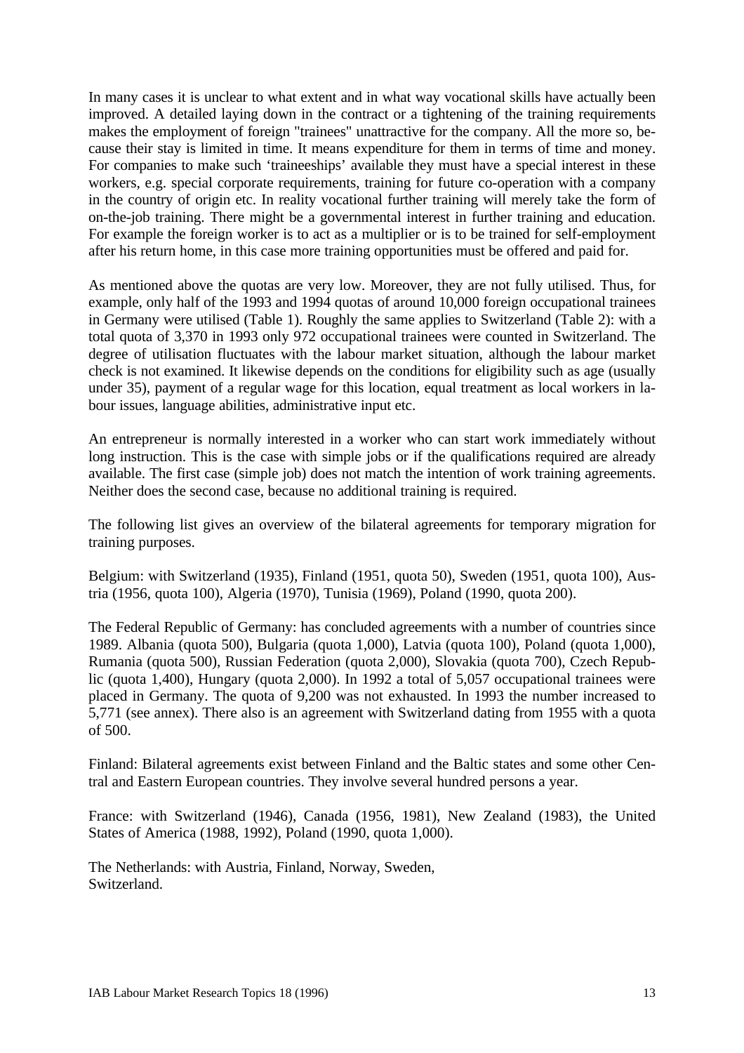In many cases it is unclear to what extent and in what way vocational skills have actually been improved. A detailed laying down in the contract or a tightening of the training requirements makes the employment of foreign "trainees" unattractive for the company. All the more so, because their stay is limited in time. It means expenditure for them in terms of time and money. For companies to make such 'traineeships' available they must have a special interest in these workers, e.g. special corporate requirements, training for future co-operation with a company in the country of origin etc. In reality vocational further training will merely take the form of on-the-job training. There might be a governmental interest in further training and education. For example the foreign worker is to act as a multiplier or is to be trained for self-employment after his return home, in this case more training opportunities must be offered and paid for.

As mentioned above the quotas are very low. Moreover, they are not fully utilised. Thus, for example, only half of the 1993 and 1994 quotas of around 10,000 foreign occupational trainees in Germany were utilised (Table 1). Roughly the same applies to Switzerland (Table 2): with a total quota of 3,370 in 1993 only 972 occupational trainees were counted in Switzerland. The degree of utilisation fluctuates with the labour market situation, although the labour market check is not examined. It likewise depends on the conditions for eligibility such as age (usually under 35), payment of a regular wage for this location, equal treatment as local workers in labour issues, language abilities, administrative input etc.

An entrepreneur is normally interested in a worker who can start work immediately without long instruction. This is the case with simple jobs or if the qualifications required are already available. The first case (simple job) does not match the intention of work training agreements. Neither does the second case, because no additional training is required.

The following list gives an overview of the bilateral agreements for temporary migration for training purposes.

Belgium: with Switzerland (1935), Finland (1951, quota 50), Sweden (1951, quota 100), Austria (1956, quota 100), Algeria (1970), Tunisia (1969), Poland (1990, quota 200).

The Federal Republic of Germany: has concluded agreements with a number of countries since 1989. Albania (quota 500), Bulgaria (quota 1,000), Latvia (quota 100), Poland (quota 1,000), Rumania (quota 500), Russian Federation (quota 2,000), Slovakia (quota 700), Czech Republic (quota 1,400), Hungary (quota 2,000). In 1992 a total of 5,057 occupational trainees were placed in Germany. The quota of 9,200 was not exhausted. In 1993 the number increased to 5,771 (see annex). There also is an agreement with Switzerland dating from 1955 with a quota of 500.

Finland: Bilateral agreements exist between Finland and the Baltic states and some other Central and Eastern European countries. They involve several hundred persons a year.

France: with Switzerland (1946), Canada (1956, 1981), New Zealand (1983), the United States of America (1988, 1992), Poland (1990, quota 1,000).

The Netherlands: with Austria, Finland, Norway, Sweden, Switzerland.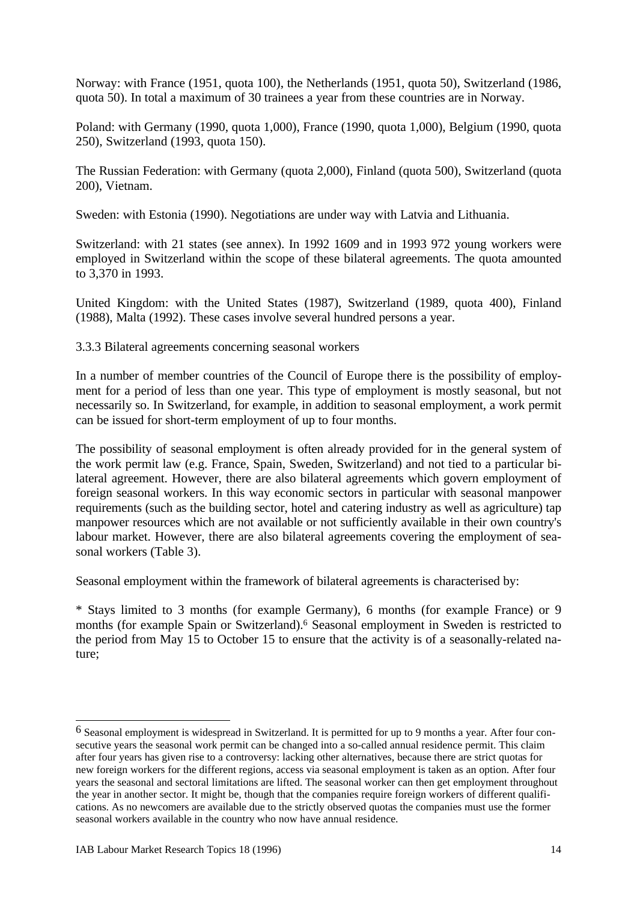Norway: with France (1951, quota 100), the Netherlands (1951, quota 50), Switzerland (1986, quota 50). In total a maximum of 30 trainees a year from these countries are in Norway.

Poland: with Germany (1990, quota 1,000), France (1990, quota 1,000), Belgium (1990, quota 250), Switzerland (1993, quota 150).

The Russian Federation: with Germany (quota 2,000), Finland (quota 500), Switzerland (quota 200), Vietnam.

Sweden: with Estonia (1990). Negotiations are under way with Latvia and Lithuania.

Switzerland: with 21 states (see annex). In 1992 1609 and in 1993 972 young workers were employed in Switzerland within the scope of these bilateral agreements. The quota amounted to 3,370 in 1993.

United Kingdom: with the United States (1987), Switzerland (1989, quota 400), Finland (1988), Malta (1992). These cases involve several hundred persons a year.

### 3.3.3 Bilateral agreements concerning seasonal workers

In a number of member countries of the Council of Europe there is the possibility of employment for a period of less than one year. This type of employment is mostly seasonal, but not necessarily so. In Switzerland, for example, in addition to seasonal employment, a work permit can be issued for short-term employment of up to four months.

The possibility of seasonal employment is often already provided for in the general system of the work permit law (e.g. France, Spain, Sweden, Switzerland) and not tied to a particular bilateral agreement. However, there are also bilateral agreements which govern employment of foreign seasonal workers. In this way economic sectors in particular with seasonal manpower requirements (such as the building sector, hotel and catering industry as well as agriculture) tap manpower resources which are not available or not sufficiently available in their own country's labour market. However, there are also bilateral agreements covering the employment of seasonal workers (Table 3).

Seasonal employment within the framework of bilateral agreements is characterised by:

* Stays limited to 3 months (for example Germany), 6 months (for example France) or 9 months (for example Spain or Switzerland).[6] Seasonal employment in Sweden is restricted to the period from May 15 to October 15 to ensure that the activity is of a seasonally-related nature;

---

[6] Seasonal employment is widespread in Switzerland. It is permitted for up to 9 months a year. After four consecutive years the seasonal work permit can be changed into a so-called annual residence permit. This claim after four years has given rise to a controversy: lacking other alternatives, because there are strict quotas for new foreign workers for the different regions, access via seasonal employment is taken as an option. After four years the seasonal and sectoral limitations are lifted. The seasonal worker can then get employment throughout the year in another sector. It might be, though that the companies require foreign workers of different qualifications. As no newcomers are available due to the strictly observed quotas the companies must use the former seasonal workers available in the country who now have annual residence.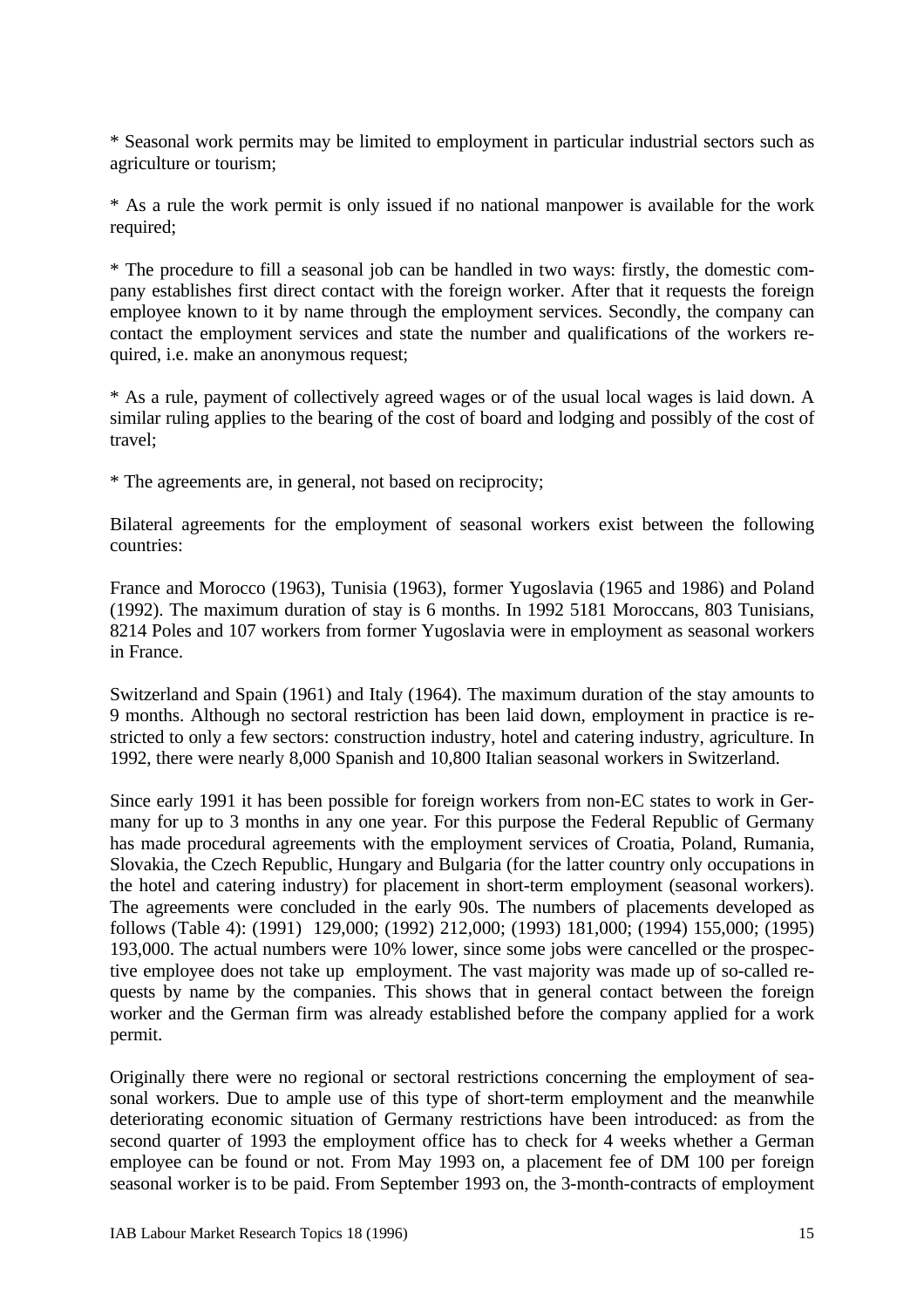* Seasonal work permits may be limited to employment in particular industrial sectors such as agriculture or tourism;

* As a rule the work permit is only issued if no national manpower is available for the work required;

* The procedure to fill a seasonal job can be handled in two ways: firstly, the domestic company establishes first direct contact with the foreign worker. After that it requests the foreign employee known to it by name through the employment services. Secondly, the company can contact the employment services and state the number and qualifications of the workers required, i.e. make an anonymous request;

* As a rule, payment of collectively agreed wages or of the usual local wages is laid down. A similar ruling applies to the bearing of the cost of board and lodging and possibly of the cost of travel;

* The agreements are, in general, not based on reciprocity;

Bilateral agreements for the employment of seasonal workers exist between the following countries:

France and Morocco (1963), Tunisia (1963), former Yugoslavia (1965 and 1986) and Poland (1992). The maximum duration of stay is 6 months. In 1992 5181 Moroccans, 803 Tunisians, 8214 Poles and 107 workers from former Yugoslavia were in employment as seasonal workers in France.

Switzerland and Spain (1961) and Italy (1964). The maximum duration of the stay amounts to 9 months. Although no sectoral restriction has been laid down, employment in practice is restricted to only a few sectors: construction industry, hotel and catering industry, agriculture. In 1992, there were nearly 8,000 Spanish and 10,800 Italian seasonal workers in Switzerland.

Since early 1991 it has been possible for foreign workers from non-EC states to work in Germany for up to 3 months in any one year. For this purpose the Federal Republic of Germany has made procedural agreements with the employment services of Croatia, Poland, Rumania, Slovakia, the Czech Republic, Hungary and Bulgaria (for the latter country only occupations in the hotel and catering industry) for placement in short-term employment (seasonal workers). The agreements were concluded in the early 90s. The numbers of placements developed as follows (Table 4): (1991) 129,000; (1992) 212,000; (1993) 181,000; (1994) 155,000; (1995) 193,000. The actual numbers were 10% lower, since some jobs were cancelled or the prospective employee does not take up employment. The vast majority was made up of so-called requests by name by the companies. This shows that in general contact between the foreign worker and the German firm was already established before the company applied for a work permit.

Originally there were no regional or sectoral restrictions concerning the employment of seasonal workers. Due to ample use of this type of short-term employment and the meanwhile deteriorating economic situation of Germany restrictions have been introduced: as from the second quarter of 1993 the employment office has to check for 4 weeks whether a German employee can be found or not. From May 1993 on, a placement fee of DM 100 per foreign seasonal worker is to be paid. From September 1993 on, the 3-month-contracts of employment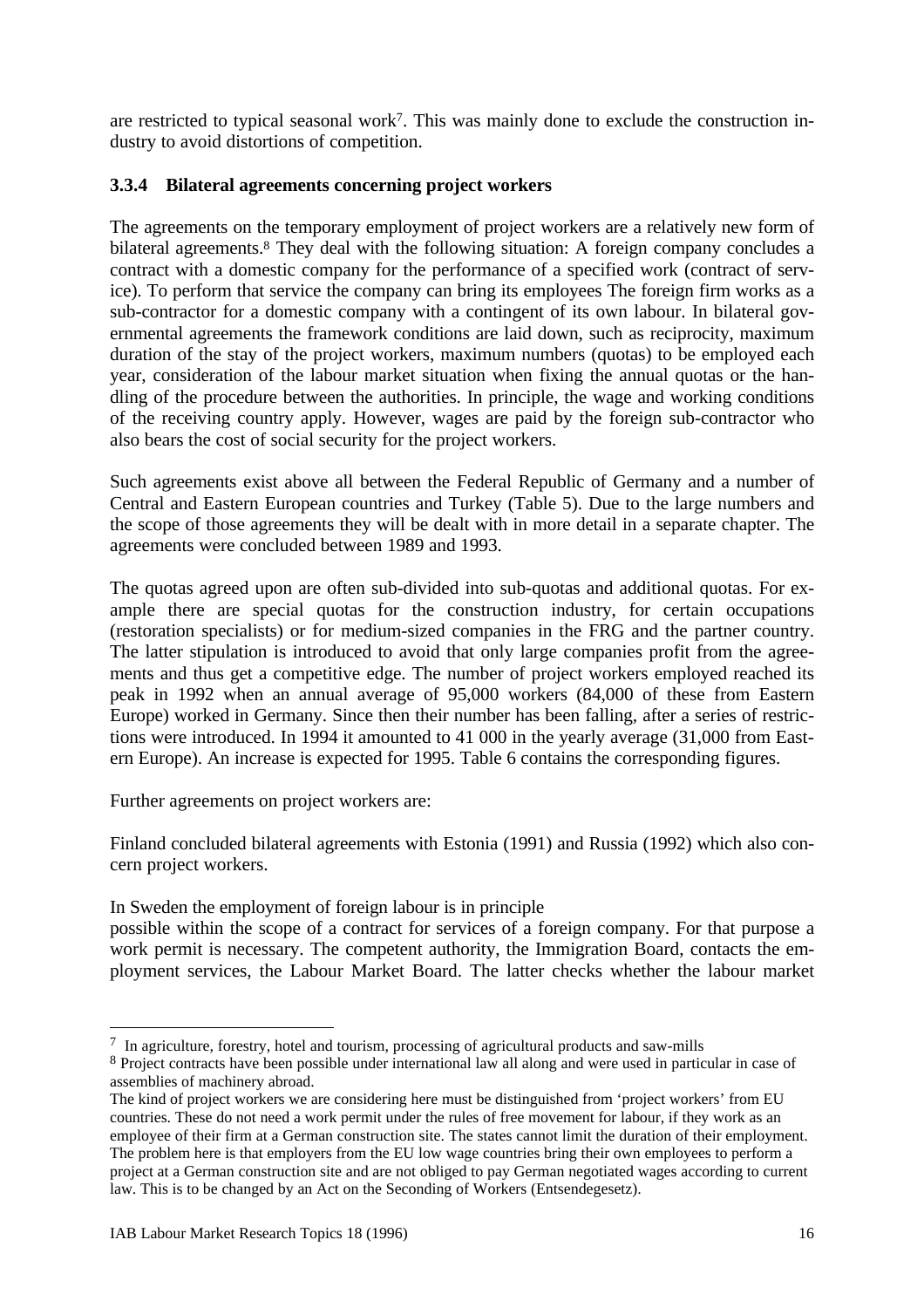are restricted to typical seasonal work[7]. This was mainly done to exclude the construction industry to avoid distortions of competition.

### 3.3.4 Bilateral agreements concerning project workers

The agreements on the temporary employment of project workers are a relatively new form of bilateral agreements.[8] They deal with the following situation: A foreign company concludes a contract with a domestic company for the performance of a specified work (contract of service). To perform that service the company can bring its employees The foreign firm works as a sub-contractor for a domestic company with a contingent of its own labour. In bilateral governmental agreements the framework conditions are laid down, such as reciprocity, maximum duration of the stay of the project workers, maximum numbers (quotas) to be employed each year, consideration of the labour market situation when fixing the annual quotas or the handling of the procedure between the authorities. In principle, the wage and working conditions of the receiving country apply. However, wages are paid by the foreign sub-contractor who also bears the cost of social security for the project workers.

Such agreements exist above all between the Federal Republic of Germany and a number of Central and Eastern European countries and Turkey (Table 5). Due to the large numbers and the scope of those agreements they will be dealt with in more detail in a separate chapter. The agreements were concluded between 1989 and 1993.

The quotas agreed upon are often sub-divided into sub-quotas and additional quotas. For example there are special quotas for the construction industry, for certain occupations (restoration specialists) or for medium-sized companies in the FRG and the partner country. The latter stipulation is introduced to avoid that only large companies profit from the agreements and thus get a competitive edge. The number of project workers employed reached its peak in 1992 when an annual average of 95,000 workers (84,000 of these from Eastern Europe) worked in Germany. Since then their number has been falling, after a series of restrictions were introduced. In 1994 it amounted to 41 000 in the yearly average (31,000 from Eastern Europe). An increase is expected for 1995. Table 6 contains the corresponding figures.

Further agreements on project workers are:

Finland concluded bilateral agreements with Estonia (1991) and Russia (1992) which also concern project workers.

In Sweden the employment of foreign labour is in principle
possible within the scope of a contract for services of a foreign company. For that purpose a work permit is necessary. The competent authority, the Immigration Board, contacts the employment services, the Labour Market Board. The latter checks whether the labour market

---

[7] In agriculture, forestry, hotel and tourism, processing of agricultural products and saw-mills

[8] Project contracts have been possible under international law all along and were used in particular in case of assemblies of machinery abroad.
The kind of project workers we are considering here must be distinguished from 'project workers' from EU countries. These do not need a work permit under the rules of free movement for labour, if they work as an employee of their firm at a German construction site. The states cannot limit the duration of their employment. The problem here is that employers from the EU low wage countries bring their own employees to perform a project at a German construction site and are not obliged to pay German negotiated wages according to current law. This is to be changed by an Act on the Seconding of Workers (Entsendegesetz).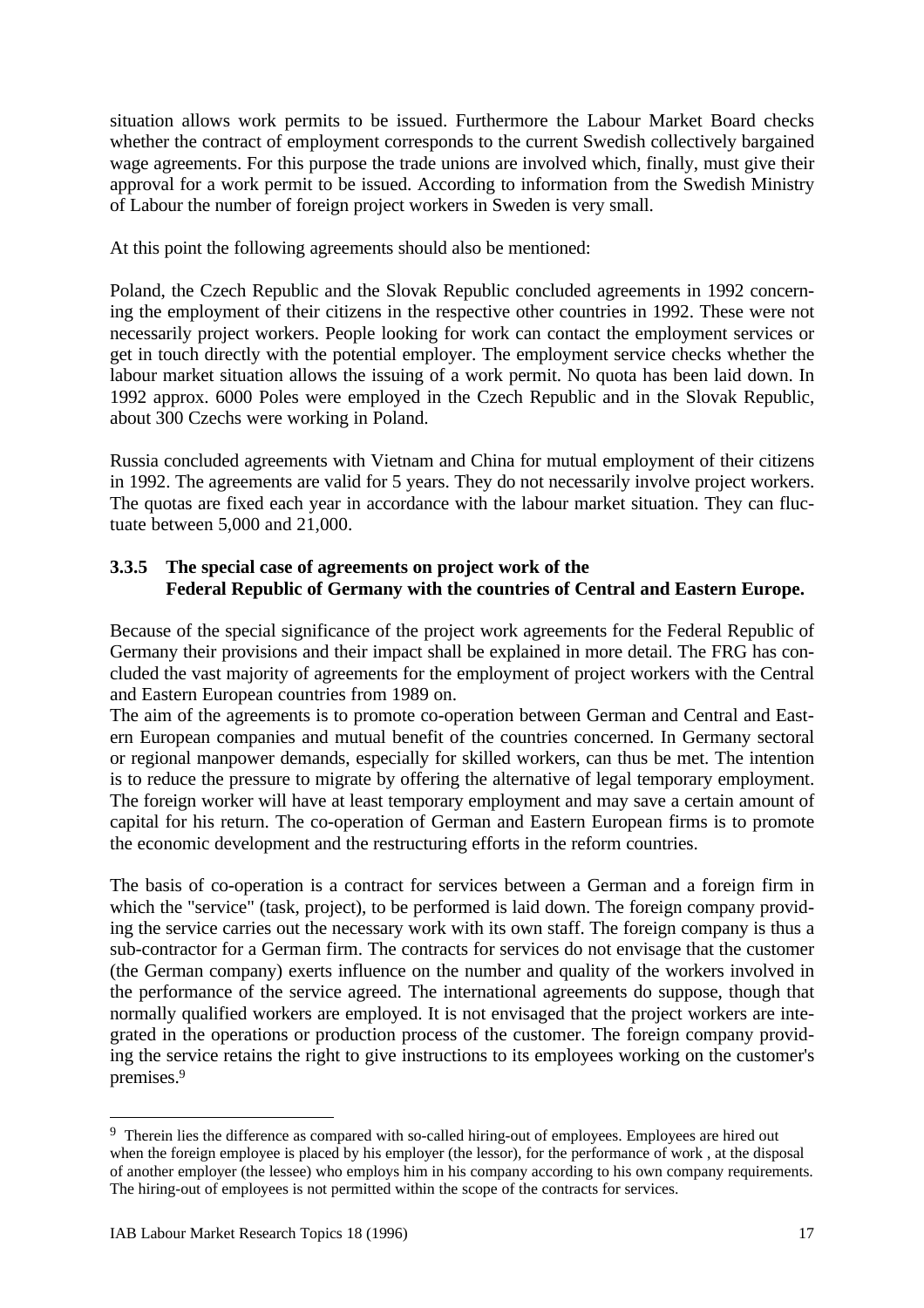situation allows work permits to be issued. Furthermore the Labour Market Board checks whether the contract of employment corresponds to the current Swedish collectively bargained wage agreements. For this purpose the trade unions are involved which, finally, must give their approval for a work permit to be issued. According to information from the Swedish Ministry of Labour the number of foreign project workers in Sweden is very small.

At this point the following agreements should also be mentioned:

Poland, the Czech Republic and the Slovak Republic concluded agreements in 1992 concerning the employment of their citizens in the respective other countries in 1992. These were not necessarily project workers. People looking for work can contact the employment services or get in touch directly with the potential employer. The employment service checks whether the labour market situation allows the issuing of a work permit. No quota has been laid down. In 1992 approx. 6000 Poles were employed in the Czech Republic and in the Slovak Republic, about 300 Czechs were working in Poland.

Russia concluded agreements with Vietnam and China for mutual employment of their citizens in 1992. The agreements are valid for 5 years. They do not necessarily involve project workers. The quotas are fixed each year in accordance with the labour market situation. They can fluctuate between 5,000 and 21,000.

#### 3.3.5 The special case of agreements on project work of the Federal Republic of Germany with the countries of Central and Eastern Europe.

Because of the special significance of the project work agreements for the Federal Republic of Germany their provisions and their impact shall be explained in more detail. The FRG has concluded the vast majority of agreements for the employment of project workers with the Central and Eastern European countries from 1989 on.
The aim of the agreements is to promote co-operation between German and Central and Eastern European companies and mutual benefit of the countries concerned. In Germany sectoral or regional manpower demands, especially for skilled workers, can thus be met. The intention is to reduce the pressure to migrate by offering the alternative of legal temporary employment. The foreign worker will have at least temporary employment and may save a certain amount of capital for his return. The co-operation of German and Eastern European firms is to promote the economic development and the restructuring efforts in the reform countries.

The basis of co-operation is a contract for services between a German and a foreign firm in which the "service" (task, project), to be performed is laid down. The foreign company providing the service carries out the necessary work with its own staff. The foreign company is thus a sub-contractor for a German firm. The contracts for services do not envisage that the customer (the German company) exerts influence on the number and quality of the workers involved in the performance of the service agreed. The international agreements do suppose, though that normally qualified workers are employed. It is not envisaged that the project workers are integrated in the operations or production process of the customer. The foreign company providing the service retains the right to give instructions to its employees working on the customer's premises.[9]

[9] Therein lies the difference as compared with so-called hiring-out of employees. Employees are hired out when the foreign employee is placed by his employer (the lessor), for the performance of work , at the disposal of another employer (the lessee) who employs him in his company according to his own company requirements. The hiring-out of employees is not permitted within the scope of the contracts for services.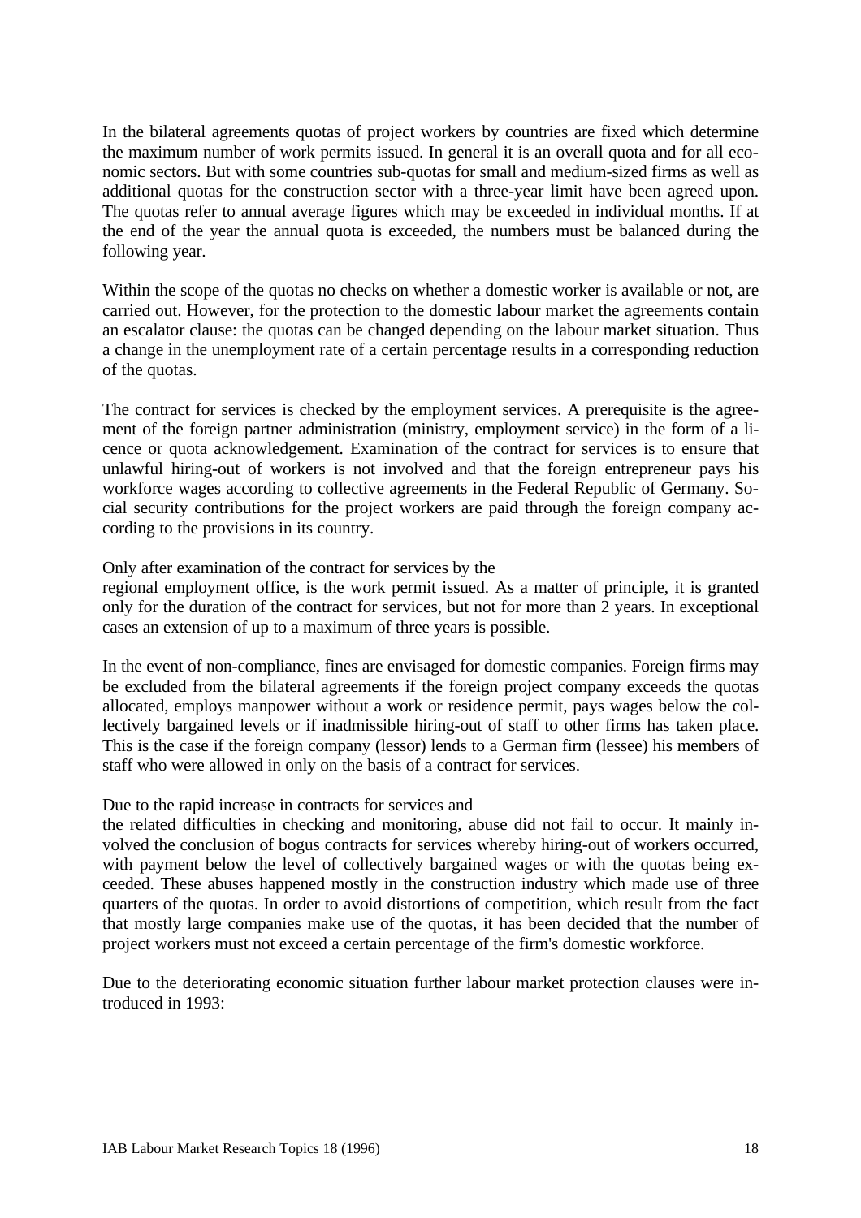In the bilateral agreements quotas of project workers by countries are fixed which determine the maximum number of work permits issued. In general it is an overall quota and for all economic sectors. But with some countries sub-quotas for small and medium-sized firms as well as additional quotas for the construction sector with a three-year limit have been agreed upon. The quotas refer to annual average figures which may be exceeded in individual months. If at the end of the year the annual quota is exceeded, the numbers must be balanced during the following year.

Within the scope of the quotas no checks on whether a domestic worker is available or not, are carried out. However, for the protection to the domestic labour market the agreements contain an escalator clause: the quotas can be changed depending on the labour market situation. Thus a change in the unemployment rate of a certain percentage results in a corresponding reduction of the quotas.

The contract for services is checked by the employment services. A prerequisite is the agreement of the foreign partner administration (ministry, employment service) in the form of a licence or quota acknowledgement. Examination of the contract for services is to ensure that unlawful hiring-out of workers is not involved and that the foreign entrepreneur pays his workforce wages according to collective agreements in the Federal Republic of Germany. Social security contributions for the project workers are paid through the foreign company according to the provisions in its country.

Only after examination of the contract for services by the regional employment office, is the work permit issued. As a matter of principle, it is granted only for the duration of the contract for services, but not for more than 2 years. In exceptional cases an extension of up to a maximum of three years is possible.

In the event of non-compliance, fines are envisaged for domestic companies. Foreign firms may be excluded from the bilateral agreements if the foreign project company exceeds the quotas allocated, employs manpower without a work or residence permit, pays wages below the collectively bargained levels or if inadmissible hiring-out of staff to other firms has taken place. This is the case if the foreign company (lessor) lends to a German firm (lessee) his members of staff who were allowed in only on the basis of a contract for services.

Due to the rapid increase in contracts for services and the related difficulties in checking and monitoring, abuse did not fail to occur. It mainly involved the conclusion of bogus contracts for services whereby hiring-out of workers occurred, with payment below the level of collectively bargained wages or with the quotas being exceeded. These abuses happened mostly in the construction industry which made use of three quarters of the quotas. In order to avoid distortions of competition, which result from the fact that mostly large companies make use of the quotas, it has been decided that the number of project workers must not exceed a certain percentage of the firm's domestic workforce.

Due to the deteriorating economic situation further labour market protection clauses were introduced in 1993: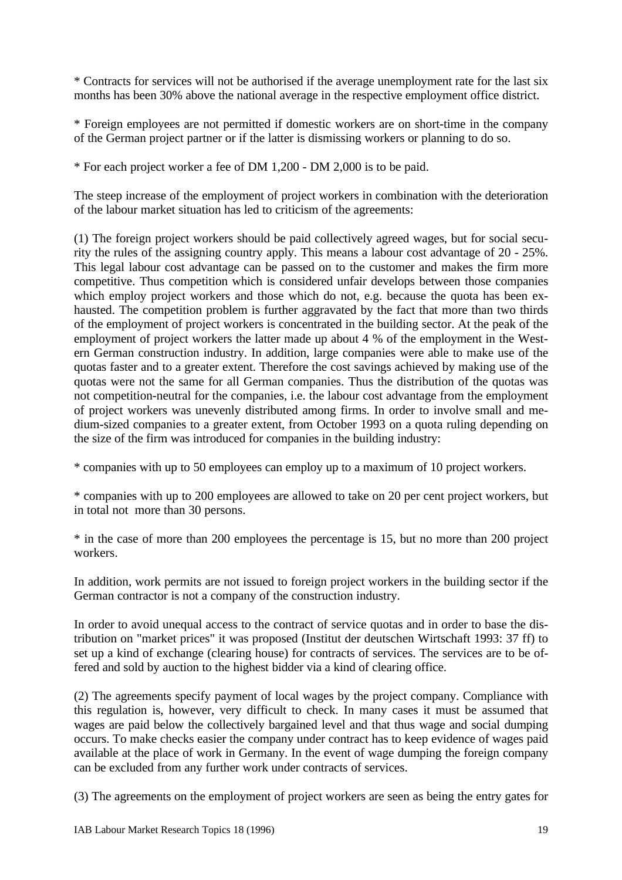* Contracts for services will not be authorised if the average unemployment rate for the last six months has been 30% above the national average in the respective employment office district.

* Foreign employees are not permitted if domestic workers are on short-time in the company of the German project partner or if the latter is dismissing workers or planning to do so.

* For each project worker a fee of DM 1,200 - DM 2,000 is to be paid.

The steep increase of the employment of project workers in combination with the deterioration of the labour market situation has led to criticism of the agreements:

(1) The foreign project workers should be paid collectively agreed wages, but for social security the rules of the assigning country apply. This means a labour cost advantage of 20 - 25%. This legal labour cost advantage can be passed on to the customer and makes the firm more competitive. Thus competition which is considered unfair develops between those companies which employ project workers and those which do not, e.g. because the quota has been exhausted. The competition problem is further aggravated by the fact that more than two thirds of the employment of project workers is concentrated in the building sector. At the peak of the employment of project workers the latter made up about 4 % of the employment in the Western German construction industry. In addition, large companies were able to make use of the quotas faster and to a greater extent. Therefore the cost savings achieved by making use of the quotas were not the same for all German companies. Thus the distribution of the quotas was not competition-neutral for the companies, i.e. the labour cost advantage from the employment of project workers was unevenly distributed among firms. In order to involve small and medium-sized companies to a greater extent, from October 1993 on a quota ruling depending on the size of the firm was introduced for companies in the building industry:

* companies with up to 50 employees can employ up to a maximum of 10 project workers.

* companies with up to 200 employees are allowed to take on 20 per cent project workers, but in total not more than 30 persons.

* in the case of more than 200 employees the percentage is 15, but no more than 200 project workers.

In addition, work permits are not issued to foreign project workers in the building sector if the German contractor is not a company of the construction industry.

In order to avoid unequal access to the contract of service quotas and in order to base the distribution on "market prices" it was proposed (Institut der deutschen Wirtschaft 1993: 37 ff) to set up a kind of exchange (clearing house) for contracts of services. The services are to be offered and sold by auction to the highest bidder via a kind of clearing office.

(2) The agreements specify payment of local wages by the project company. Compliance with this regulation is, however, very difficult to check. In many cases it must be assumed that wages are paid below the collectively bargained level and that thus wage and social dumping occurs. To make checks easier the company under contract has to keep evidence of wages paid available at the place of work in Germany. In the event of wage dumping the foreign company can be excluded from any further work under contracts of services.

(3) The agreements on the employment of project workers are seen as being the entry gates for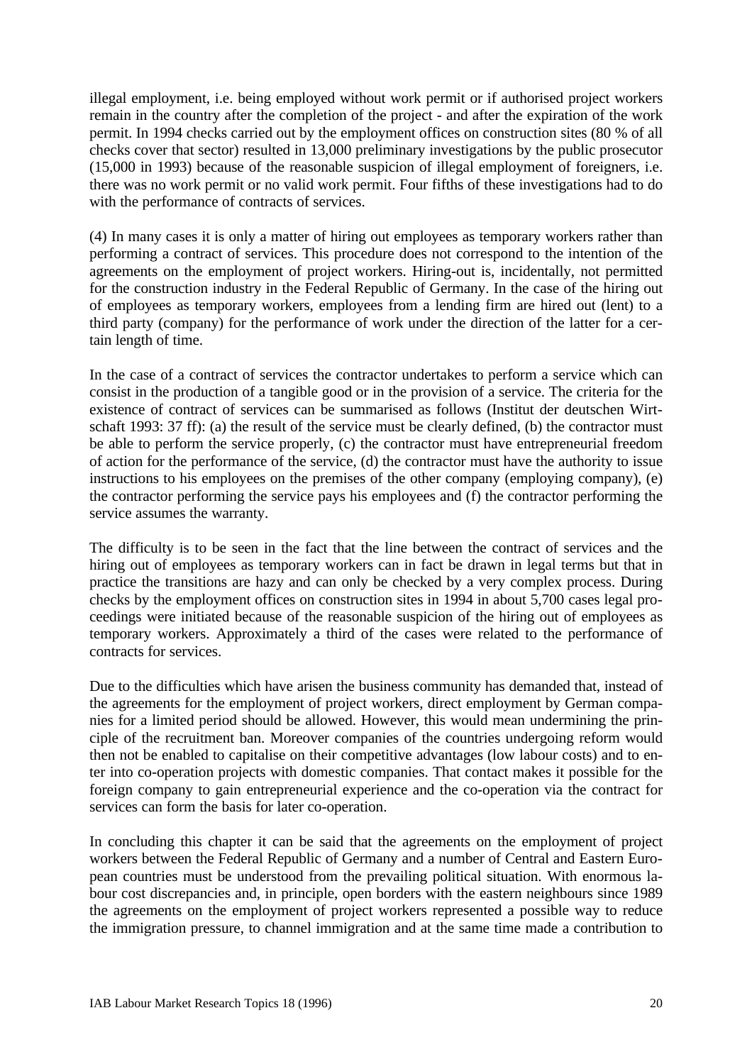illegal employment, i.e. being employed without work permit or if authorised project workers remain in the country after the completion of the project - and after the expiration of the work permit. In 1994 checks carried out by the employment offices on construction sites (80 % of all checks cover that sector) resulted in 13,000 preliminary investigations by the public prosecutor (15,000 in 1993) because of the reasonable suspicion of illegal employment of foreigners, i.e. there was no work permit or no valid work permit. Four fifths of these investigations had to do with the performance of contracts of services.

(4) In many cases it is only a matter of hiring out employees as temporary workers rather than performing a contract of services. This procedure does not correspond to the intention of the agreements on the employment of project workers. Hiring-out is, incidentally, not permitted for the construction industry in the Federal Republic of Germany. In the case of the hiring out of employees as temporary workers, employees from a lending firm are hired out (lent) to a third party (company) for the performance of work under the direction of the latter for a certain length of time.

In the case of a contract of services the contractor undertakes to perform a service which can consist in the production of a tangible good or in the provision of a service. The criteria for the existence of contract of services can be summarised as follows (Institut der deutschen Wirtschaft 1993: 37 ff): (a) the result of the service must be clearly defined, (b) the contractor must be able to perform the service properly, (c) the contractor must have entrepreneurial freedom of action for the performance of the service, (d) the contractor must have the authority to issue instructions to his employees on the premises of the other company (employing company), (e) the contractor performing the service pays his employees and (f) the contractor performing the service assumes the warranty.

The difficulty is to be seen in the fact that the line between the contract of services and the hiring out of employees as temporary workers can in fact be drawn in legal terms but that in practice the transitions are hazy and can only be checked by a very complex process. During checks by the employment offices on construction sites in 1994 in about 5,700 cases legal proceedings were initiated because of the reasonable suspicion of the hiring out of employees as temporary workers. Approximately a third of the cases were related to the performance of contracts for services.

Due to the difficulties which have arisen the business community has demanded that, instead of the agreements for the employment of project workers, direct employment by German companies for a limited period should be allowed. However, this would mean undermining the principle of the recruitment ban. Moreover companies of the countries undergoing reform would then not be enabled to capitalise on their competitive advantages (low labour costs) and to enter into co-operation projects with domestic companies. That contact makes it possible for the foreign company to gain entrepreneurial experience and the co-operation via the contract for services can form the basis for later co-operation.

In concluding this chapter it can be said that the agreements on the employment of project workers between the Federal Republic of Germany and a number of Central and Eastern European countries must be understood from the prevailing political situation. With enormous labour cost discrepancies and, in principle, open borders with the eastern neighbours since 1989 the agreements on the employment of project workers represented a possible way to reduce the immigration pressure, to channel immigration and at the same time made a contribution to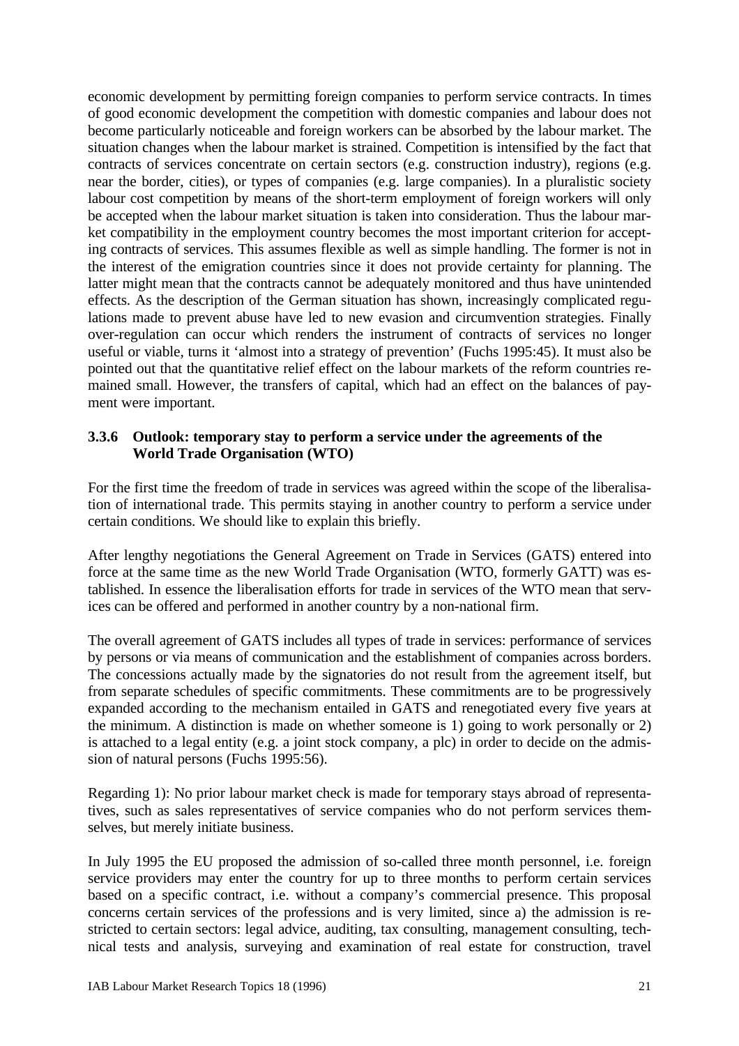economic development by permitting foreign companies to perform service contracts. In times of good economic development the competition with domestic companies and labour does not become particularly noticeable and foreign workers can be absorbed by the labour market. The situation changes when the labour market is strained. Competition is intensified by the fact that contracts of services concentrate on certain sectors (e.g. construction industry), regions (e.g. near the border, cities), or types of companies (e.g. large companies). In a pluralistic society labour cost competition by means of the short-term employment of foreign workers will only be accepted when the labour market situation is taken into consideration. Thus the labour market compatibility in the employment country becomes the most important criterion for accepting contracts of services. This assumes flexible as well as simple handling. The former is not in the interest of the emigration countries since it does not provide certainty for planning. The latter might mean that the contracts cannot be adequately monitored and thus have unintended effects. As the description of the German situation has shown, increasingly complicated regulations made to prevent abuse have led to new evasion and circumvention strategies. Finally over-regulation can occur which renders the instrument of contracts of services no longer useful or viable, turns it 'almost into a strategy of prevention' (Fuchs 1995:45). It must also be pointed out that the quantitative relief effect on the labour markets of the reform countries remained small. However, the transfers of capital, which had an effect on the balances of payment were important.

### 3.3.6 Outlook: temporary stay to perform a service under the agreements of the World Trade Organisation (WTO)

For the first time the freedom of trade in services was agreed within the scope of the liberalisation of international trade. This permits staying in another country to perform a service under certain conditions. We should like to explain this briefly.

After lengthy negotiations the General Agreement on Trade in Services (GATS) entered into force at the same time as the new World Trade Organisation (WTO, formerly GATT) was established. In essence the liberalisation efforts for trade in services of the WTO mean that services can be offered and performed in another country by a non-national firm.

The overall agreement of GATS includes all types of trade in services: performance of services by persons or via means of communication and the establishment of companies across borders. The concessions actually made by the signatories do not result from the agreement itself, but from separate schedules of specific commitments. These commitments are to be progressively expanded according to the mechanism entailed in GATS and renegotiated every five years at the minimum. A distinction is made on whether someone is 1) going to work personally or 2) is attached to a legal entity (e.g. a joint stock company, a plc) in order to decide on the admission of natural persons (Fuchs 1995:56).

Regarding 1): No prior labour market check is made for temporary stays abroad of representatives, such as sales representatives of service companies who do not perform services themselves, but merely initiate business.

In July 1995 the EU proposed the admission of so-called three month personnel, i.e. foreign service providers may enter the country for up to three months to perform certain services based on a specific contract, i.e. without a company's commercial presence. This proposal concerns certain services of the professions and is very limited, since a) the admission is restricted to certain sectors: legal advice, auditing, tax consulting, management consulting, technical tests and analysis, surveying and examination of real estate for construction, travel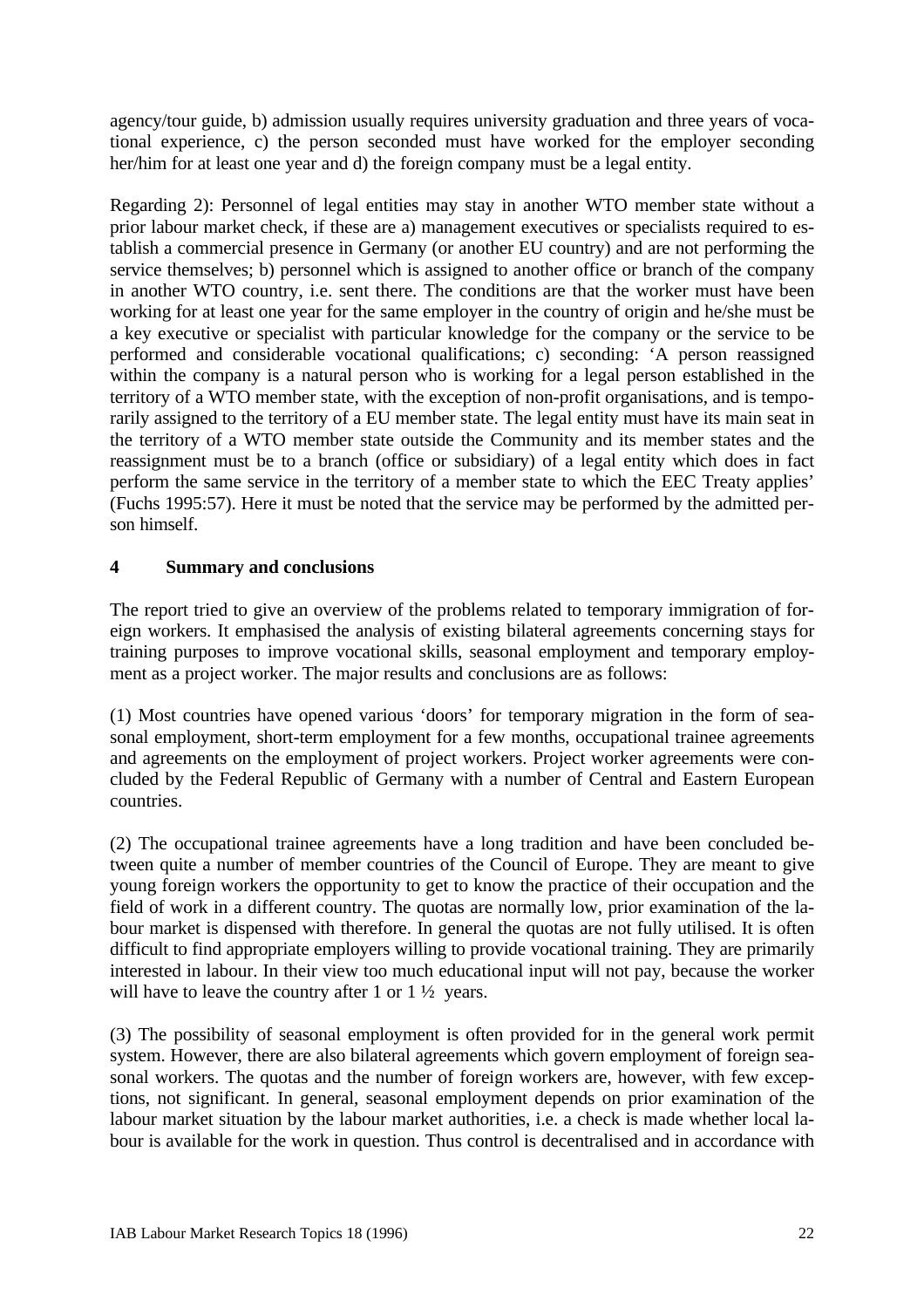agency/tour guide, b) admission usually requires university graduation and three years of vocational experience, c) the person seconded must have worked for the employer seconding her/him for at least one year and d) the foreign company must be a legal entity.

Regarding 2): Personnel of legal entities may stay in another WTO member state without a prior labour market check, if these are a) management executives or specialists required to establish a commercial presence in Germany (or another EU country) and are not performing the service themselves; b) personnel which is assigned to another office or branch of the company in another WTO country, i.e. sent there. The conditions are that the worker must have been working for at least one year for the same employer in the country of origin and he/she must be a key executive or specialist with particular knowledge for the company or the service to be performed and considerable vocational qualifications; c) seconding: 'A person reassigned within the company is a natural person who is working for a legal person established in the territory of a WTO member state, with the exception of non-profit organisations, and is temporarily assigned to the territory of a EU member state. The legal entity must have its main seat in the territory of a WTO member state outside the Community and its member states and the reassignment must be to a branch (office or subsidiary) of a legal entity which does in fact perform the same service in the territory of a member state to which the EEC Treaty applies' (Fuchs 1995:57). Here it must be noted that the service may be performed by the admitted person himself.

## 4 Summary and conclusions

The report tried to give an overview of the problems related to temporary immigration of foreign workers. It emphasised the analysis of existing bilateral agreements concerning stays for training purposes to improve vocational skills, seasonal employment and temporary employment as a project worker. The major results and conclusions are as follows:

(1) Most countries have opened various 'doors' for temporary migration in the form of seasonal employment, short-term employment for a few months, occupational trainee agreements and agreements on the employment of project workers. Project worker agreements were concluded by the Federal Republic of Germany with a number of Central and Eastern European countries.

(2) The occupational trainee agreements have a long tradition and have been concluded between quite a number of member countries of the Council of Europe. They are meant to give young foreign workers the opportunity to get to know the practice of their occupation and the field of work in a different country. The quotas are normally low, prior examination of the labour market is dispensed with therefore. In general the quotas are not fully utilised. It is often difficult to find appropriate employers willing to provide vocational training. They are primarily interested in labour. In their view too much educational input will not pay, because the worker will have to leave the country after 1 or 1 ½ years.

(3) The possibility of seasonal employment is often provided for in the general work permit system. However, there are also bilateral agreements which govern employment of foreign seasonal workers. The quotas and the number of foreign workers are, however, with few exceptions, not significant. In general, seasonal employment depends on prior examination of the labour market situation by the labour market authorities, i.e. a check is made whether local labour is available for the work in question. Thus control is decentralised and in accordance with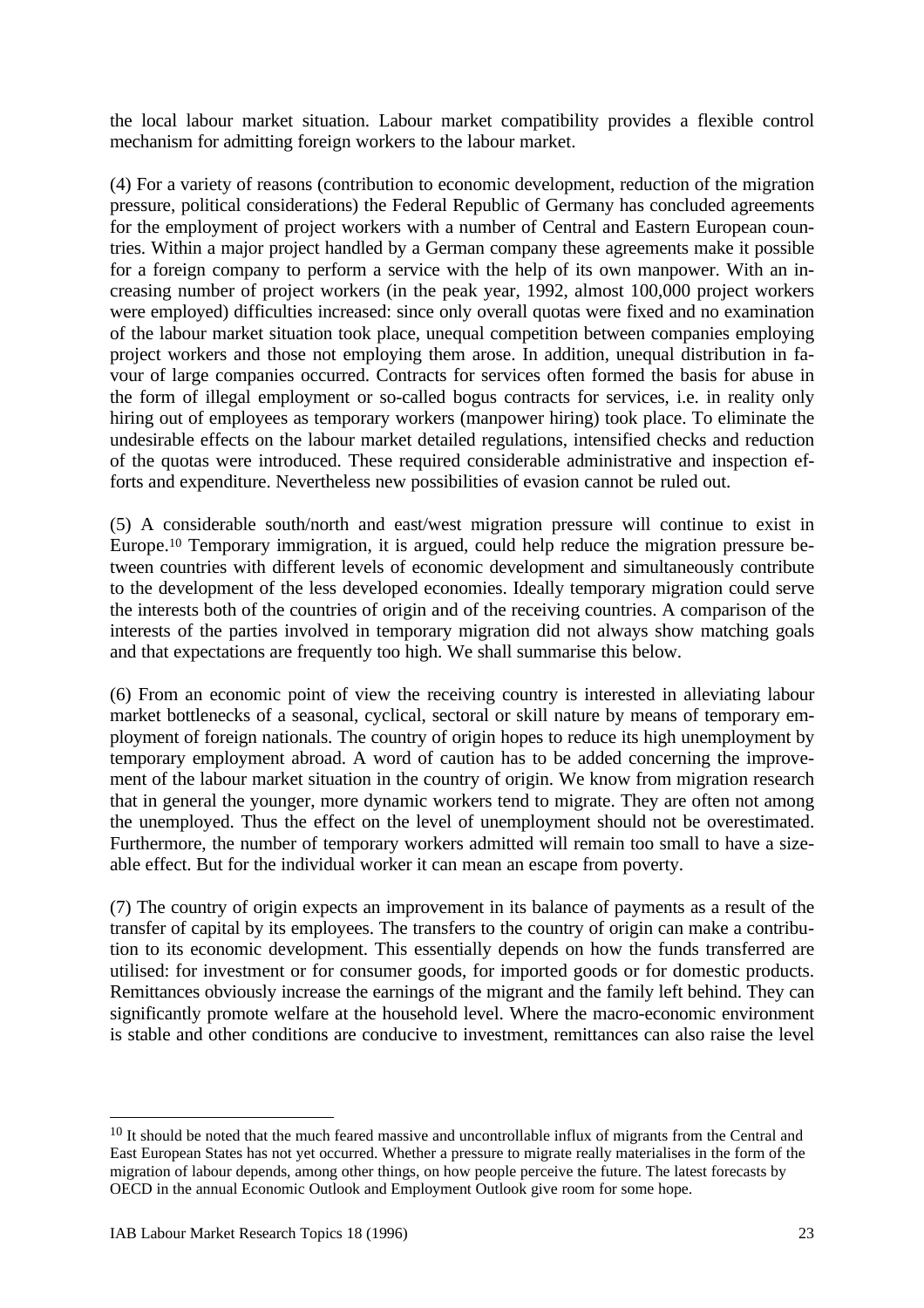the local labour market situation. Labour market compatibility provides a flexible control mechanism for admitting foreign workers to the labour market.

(4) For a variety of reasons (contribution to economic development, reduction of the migration pressure, political considerations) the Federal Republic of Germany has concluded agreements for the employment of project workers with a number of Central and Eastern European countries. Within a major project handled by a German company these agreements make it possible for a foreign company to perform a service with the help of its own manpower. With an increasing number of project workers (in the peak year, 1992, almost 100,000 project workers were employed) difficulties increased: since only overall quotas were fixed and no examination of the labour market situation took place, unequal competition between companies employing project workers and those not employing them arose. In addition, unequal distribution in favour of large companies occurred. Contracts for services often formed the basis for abuse in the form of illegal employment or so-called bogus contracts for services, i.e. in reality only hiring out of employees as temporary workers (manpower hiring) took place. To eliminate the undesirable effects on the labour market detailed regulations, intensified checks and reduction of the quotas were introduced. These required considerable administrative and inspection efforts and expenditure. Nevertheless new possibilities of evasion cannot be ruled out.

(5) A considerable south/north and east/west migration pressure will continue to exist in Europe.[10] Temporary immigration, it is argued, could help reduce the migration pressure between countries with different levels of economic development and simultaneously contribute to the development of the less developed economies. Ideally temporary migration could serve the interests both of the countries of origin and of the receiving countries. A comparison of the interests of the parties involved in temporary migration did not always show matching goals and that expectations are frequently too high. We shall summarise this below.

(6) From an economic point of view the receiving country is interested in alleviating labour market bottlenecks of a seasonal, cyclical, sectoral or skill nature by means of temporary employment of foreign nationals. The country of origin hopes to reduce its high unemployment by temporary employment abroad. A word of caution has to be added concerning the improvement of the labour market situation in the country of origin. We know from migration research that in general the younger, more dynamic workers tend to migrate. They are often not among the unemployed. Thus the effect on the level of unemployment should not be overestimated. Furthermore, the number of temporary workers admitted will remain too small to have a sizeable effect. But for the individual worker it can mean an escape from poverty.

(7) The country of origin expects an improvement in its balance of payments as a result of the transfer of capital by its employees. The transfers to the country of origin can make a contribution to its economic development. This essentially depends on how the funds transferred are utilised: for investment or for consumer goods, for imported goods or for domestic products. Remittances obviously increase the earnings of the migrant and the family left behind. They can significantly promote welfare at the household level. Where the macro-economic environment is stable and other conditions are conducive to investment, remittances can also raise the level

---

[10] It should be noted that the much feared massive and uncontrollable influx of migrants from the Central and East European States has not yet occurred. Whether a pressure to migrate really materialises in the form of the migration of labour depends, among other things, on how people perceive the future. The latest forecasts by OECD in the annual Economic Outlook and Employment Outlook give room for some hope.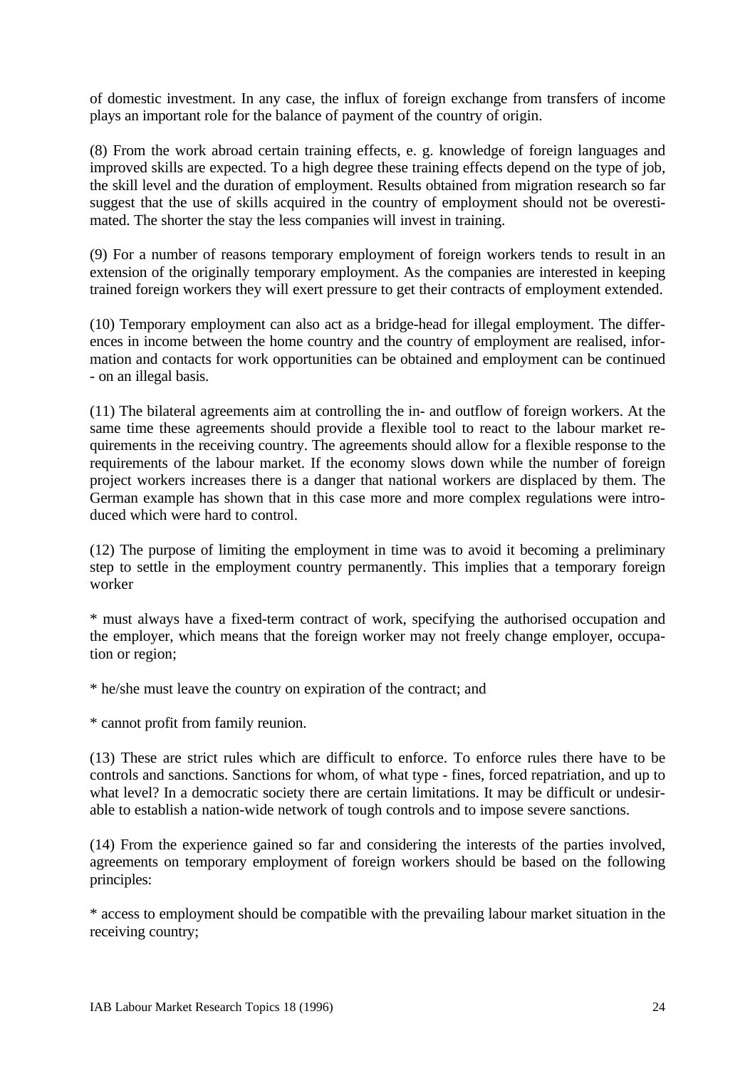of domestic investment. In any case, the influx of foreign exchange from transfers of income plays an important role for the balance of payment of the country of origin.

(8) From the work abroad certain training effects, e. g. knowledge of foreign languages and improved skills are expected. To a high degree these training effects depend on the type of job, the skill level and the duration of employment. Results obtained from migration research so far suggest that the use of skills acquired in the country of employment should not be overestimated. The shorter the stay the less companies will invest in training.

(9) For a number of reasons temporary employment of foreign workers tends to result in an extension of the originally temporary employment. As the companies are interested in keeping trained foreign workers they will exert pressure to get their contracts of employment extended.

(10) Temporary employment can also act as a bridge-head for illegal employment. The differences in income between the home country and the country of employment are realised, information and contacts for work opportunities can be obtained and employment can be continued - on an illegal basis.

(11) The bilateral agreements aim at controlling the in- and outflow of foreign workers. At the same time these agreements should provide a flexible tool to react to the labour market requirements in the receiving country. The agreements should allow for a flexible response to the requirements of the labour market. If the economy slows down while the number of foreign project workers increases there is a danger that national workers are displaced by them. The German example has shown that in this case more and more complex regulations were introduced which were hard to control.

(12) The purpose of limiting the employment in time was to avoid it becoming a preliminary step to settle in the employment country permanently. This implies that a temporary foreign worker

* must always have a fixed-term contract of work, specifying the authorised occupation and the employer, which means that the foreign worker may not freely change employer, occupation or region;

* he/she must leave the country on expiration of the contract; and

* cannot profit from family reunion.

(13) These are strict rules which are difficult to enforce. To enforce rules there have to be controls and sanctions. Sanctions for whom, of what type - fines, forced repatriation, and up to what level? In a democratic society there are certain limitations. It may be difficult or undesirable to establish a nation-wide network of tough controls and to impose severe sanctions.

(14) From the experience gained so far and considering the interests of the parties involved, agreements on temporary employment of foreign workers should be based on the following principles:

* access to employment should be compatible with the prevailing labour market situation in the receiving country;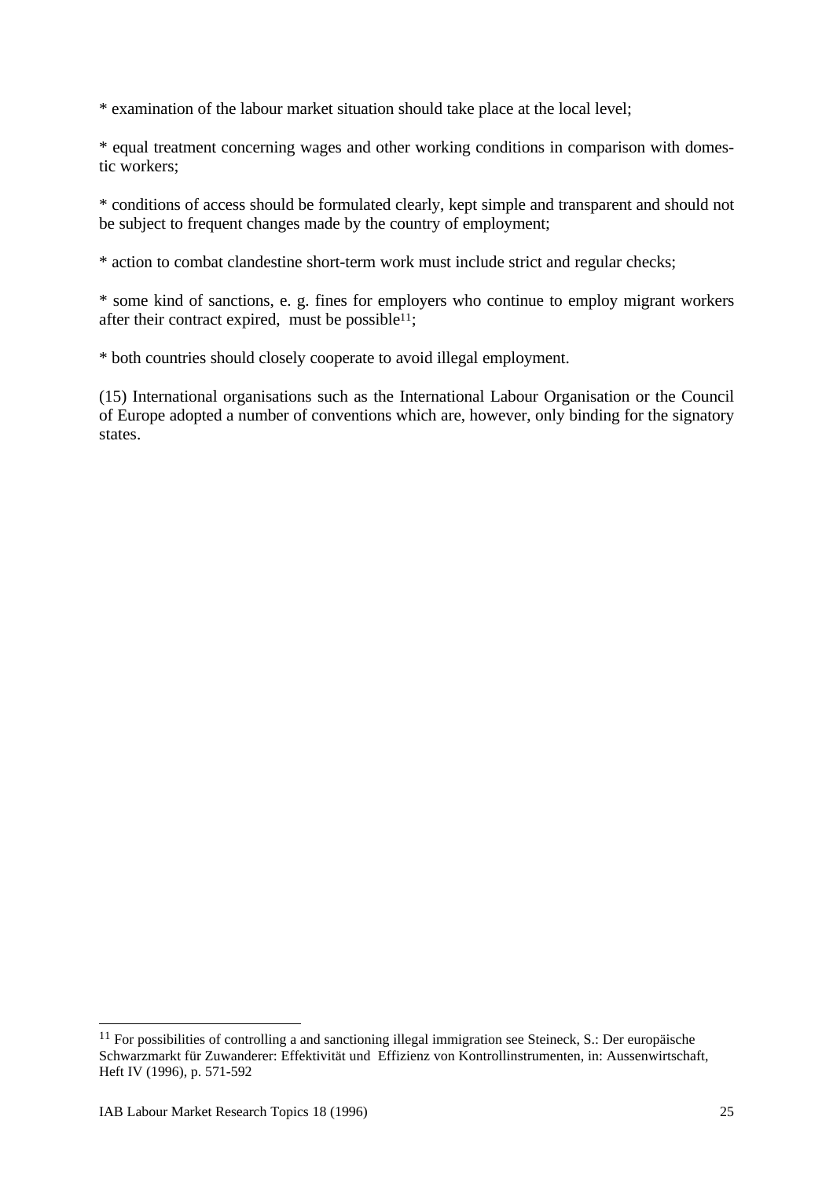* examination of the labour market situation should take place at the local level;

* equal treatment concerning wages and other working conditions in comparison with domestic workers;

* conditions of access should be formulated clearly, kept simple and transparent and should not be subject to frequent changes made by the country of employment;

* action to combat clandestine short-term work must include strict and regular checks;

* some kind of sanctions, e. g. fines for employers who continue to employ migrant workers after their contract expired, must be possible[11];

* both countries should closely cooperate to avoid illegal employment.

(15) International organisations such as the International Labour Organisation or the Council of Europe adopted a number of conventions which are, however, only binding for the signatory states.

---

[11] For possibilities of controlling a and sanctioning illegal immigration see Steineck, S.: Der europäische Schwarzmarkt für Zuwanderer: Effektivität und Effizienz von Kontrollinstrumenten, in: Aussenwirtschaft, Heft IV (1996), p. 571-592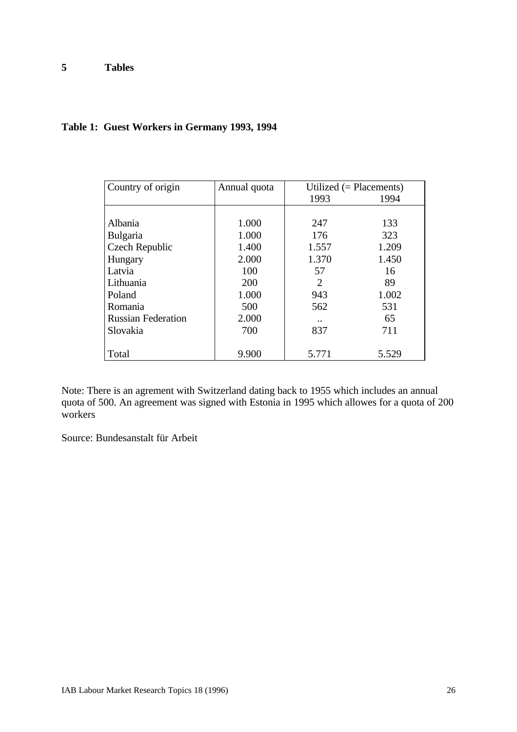# 5 Tables

**Table 1: Guest Workers in Germany 1993, 1994**

| Country of origin | Annual quota | Utilized (= Placements) | |
|---|---|---|---|
| | | 1993 | 1994 |
| Albania | 1.000 | 247 | 133 |
| Bulgaria | 1.000 | 176 | 323 |
| Czech Republic | 1.400 | 1.557 | 1.209 |
| Hungary | 2.000 | 1.370 | 1.450 |
| Latvia | 100 | 57 | 16 |
| Lithuania | 200 | 2 | 89 |
| Poland | 1.000 | 943 | 1.002 |
| Romania | 500 | 562 | 531 |
| Russian Federation | 2.000 | .. | 65 |
| Slovakia | 700 | 837 | 711 |
| Total | 9.900 | 5.771 | 5.529 |

Note: There is an agrement with Switzerland dating back to 1955 which includes an annual quota of 500. An agreement was signed with Estonia in 1995 which allowes for a quota of 200 workers

Source: Bundesanstalt für Arbeit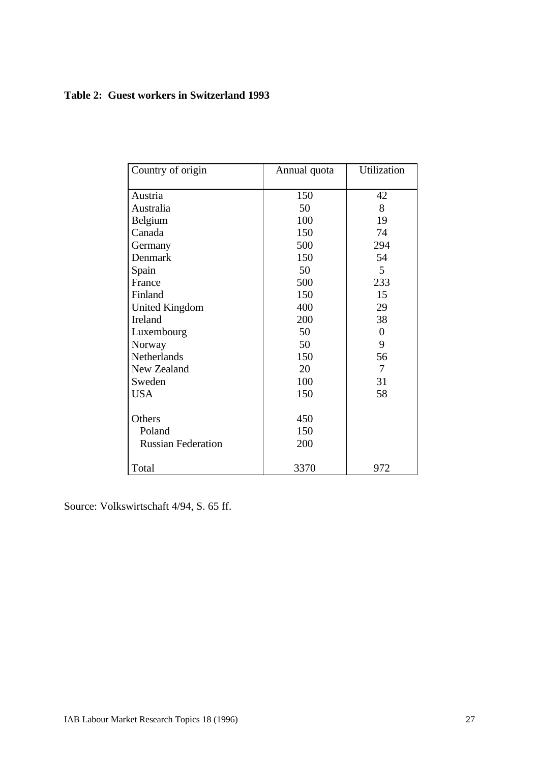**Table 2: Guest workers in Switzerland 1993**

| Country of origin | Annual quota | Utilization |
|---|---|---|
| Austria | 150 | 42 |
| Australia | 50 | 8 |
| Belgium | 100 | 19 |
| Canada | 150 | 74 |
| Germany | 500 | 294 |
| Denmark | 150 | 54 |
| Spain | 50 | 5 |
| France | 500 | 233 |
| Finland | 150 | 15 |
| United Kingdom | 400 | 29 |
| Ireland | 200 | 38 |
| Luxembourg | 50 | 0 |
| Norway | 50 | 9 |
| Netherlands | 150 | 56 |
| New Zealand | 20 | 7 |
| Sweden | 100 | 31 |
| USA | 150 | 58 |
| Others | 450 | |
| Poland | 150 | |
| Russian Federation | 200 | |
| Total | 3370 | 972 |

Source: Volkswirtschaft 4/94, S. 65 ff.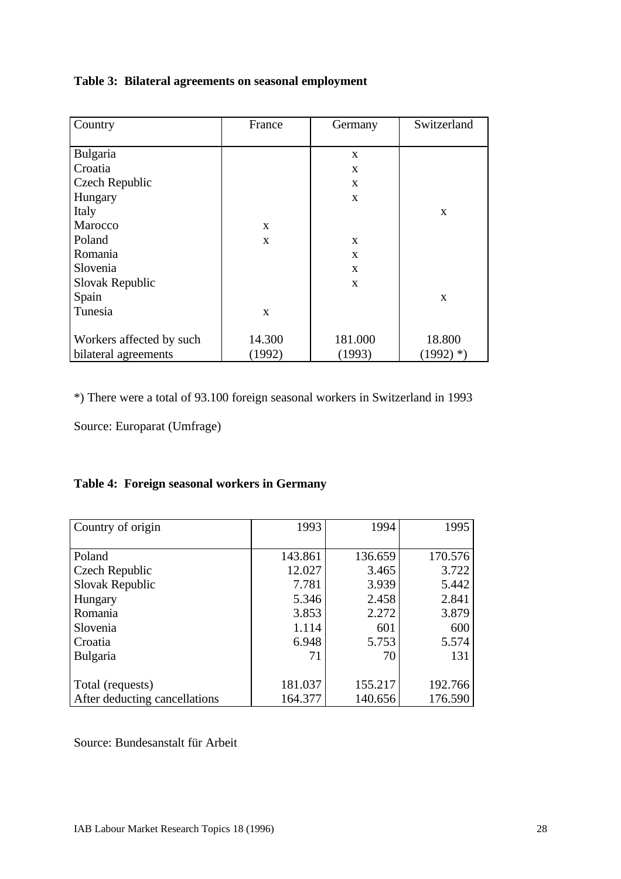**Table 3: Bilateral agreements on seasonal employment**

| Country | France | Germany | Switzerland |
|---|---|---|---|
| Bulgaria | | x | |
| Croatia | | x | |
| Czech Republic | | x | |
| Hungary | | x | |
| Italy | | | x |
| Marocco | x | | |
| Poland | x | x | |
| Romania | | x | |
| Slovenia | | x | |
| Slovak Republic | | x | |
| Spain | | | x |
| Tunesia | x | | |
| Workers affected by such bilateral agreements | 14.300 (1992) | 181.000 (1993) | 18.800 (1992) *) |

*) There were a total of 93.100 foreign seasonal workers in Switzerland in 1993

Source: Europarat (Umfrage)

**Table 4: Foreign seasonal workers in Germany**

| Country of origin | 1993 | 1994 | 1995 |
|---|---|---|---|
| Poland | 143.861 | 136.659 | 170.576 |
| Czech Republic | 12.027 | 3.465 | 3.722 |
| Slovak Republic | 7.781 | 3.939 | 5.442 |
| Hungary | 5.346 | 2.458 | 2.841 |
| Romania | 3.853 | 2.272 | 3.879 |
| Slovenia | 1.114 | 601 | 600 |
| Croatia | 6.948 | 5.753 | 5.574 |
| Bulgaria | 71 | 70 | 131 |
| Total (requests) | 181.037 | 155.217 | 192.766 |
| After deducting cancellations | 164.377 | 140.656 | 176.590 |

Source: Bundesanstalt für Arbeit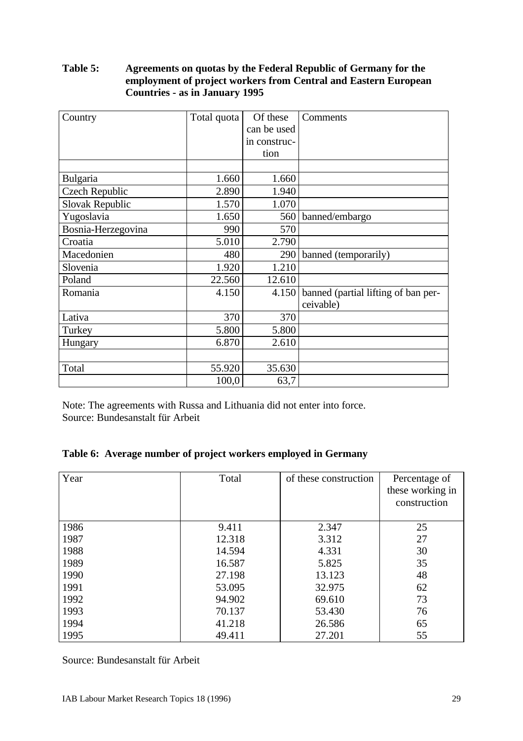**Table 5: Agreements on quotas by the Federal Republic of Germany for the employment of project workers from Central and Eastern European Countries - as in January 1995**

| Country | Total quota | Of these can be used in construction | Comments |
|---|---|---|---|
| | | | |
| Bulgaria | 1.660 | 1.660 | |
| Czech Republic | 2.890 | 1.940 | |
| Slovak Republic | 1.570 | 1.070 | |
| Yugoslavia | 1.650 | 560 | banned/embargo |
| Bosnia-Herzegovina | 990 | 570 | |
| Croatia | 5.010 | 2.790 | |
| Macedonien | 480 | 290 | banned (temporarily) |
| Slovenia | 1.920 | 1.210 | |
| Poland | 22.560 | 12.610 | |
| Romania | 4.150 | 4.150 | banned (partial lifting of ban perceivable) |
| Lativa | 370 | 370 | |
| Turkey | 5.800 | 5.800 | |
| Hungary | 6.870 | 2.610 | |
| | | | |
| Total | 55.920 | 35.630 | |
| | 100,0 | 63,7 | |

Note: The agreements with Russa and Lithuania did not enter into force.
Source: Bundesanstalt für Arbeit

**Table 6: Average number of project workers employed in Germany**

| Year | Total | of these construction | Percentage of these working in construction |
|---|---|---|---|
| 1986 | 9.411 | 2.347 | 25 |
| 1987 | 12.318 | 3.312 | 27 |
| 1988 | 14.594 | 4.331 | 30 |
| 1989 | 16.587 | 5.825 | 35 |
| 1990 | 27.198 | 13.123 | 48 |
| 1991 | 53.095 | 32.975 | 62 |
| 1992 | 94.902 | 69.610 | 73 |
| 1993 | 70.137 | 53.430 | 76 |
| 1994 | 41.218 | 26.586 | 65 |
| 1995 | 49.411 | 27.201 | 55 |

Source: Bundesanstalt für Arbeit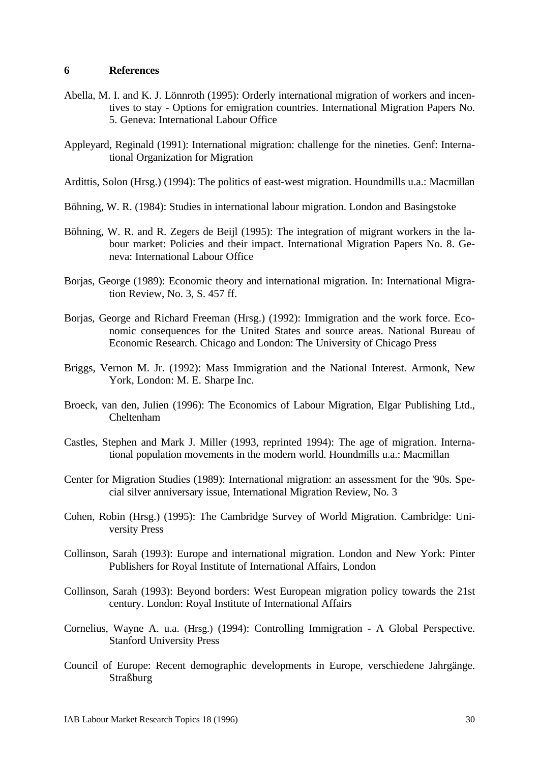## 6 References

Abella, M. I. and K. J. Lönnroth (1995): Orderly international migration of workers and incentives to stay - Options for emigration countries. International Migration Papers No. 5. Geneva: International Labour Office

Appleyard, Reginald (1991): International migration: challenge for the nineties. Genf: International Organization for Migration

Ardittis, Solon (Hrsg.) (1994): The politics of east-west migration. Houndmills u.a.: Macmillan

Böhning, W. R. (1984): Studies in international labour migration. London and Basingstoke

Böhning, W. R. and R. Zegers de Beijl (1995): The integration of migrant workers in the labour market: Policies and their impact. International Migration Papers No. 8. Geneva: International Labour Office

Borjas, George (1989): Economic theory and international migration. In: International Migration Review, No. 3, S. 457 ff.

Borjas, George and Richard Freeman (Hrsg.) (1992): Immigration and the work force. Economic consequences for the United States and source areas. National Bureau of Economic Research. Chicago and London: The University of Chicago Press

Briggs, Vernon M. Jr. (1992): Mass Immigration and the National Interest. Armonk, New York, London: M. E. Sharpe Inc.

Broeck, van den, Julien (1996): The Economics of Labour Migration, Elgar Publishing Ltd., Cheltenham

Castles, Stephen and Mark J. Miller (1993, reprinted 1994): The age of migration. International population movements in the modern world. Houndmills u.a.: Macmillan

Center for Migration Studies (1989): International migration: an assessment for the '90s. Special silver anniversary issue, International Migration Review, No. 3

Cohen, Robin (Hrsg.) (1995): The Cambridge Survey of World Migration. Cambridge: University Press

Collinson, Sarah (1993): Europe and international migration. London and New York: Pinter Publishers for Royal Institute of International Affairs, London

Collinson, Sarah (1993): Beyond borders: West European migration policy towards the 21st century. London: Royal Institute of International Affairs

Cornelius, Wayne A. u.a. (Hrsg.) (1994): Controlling Immigration - A Global Perspective. Stanford University Press

Council of Europe: Recent demographic developments in Europe, verschiedene Jahrgänge. Straßburg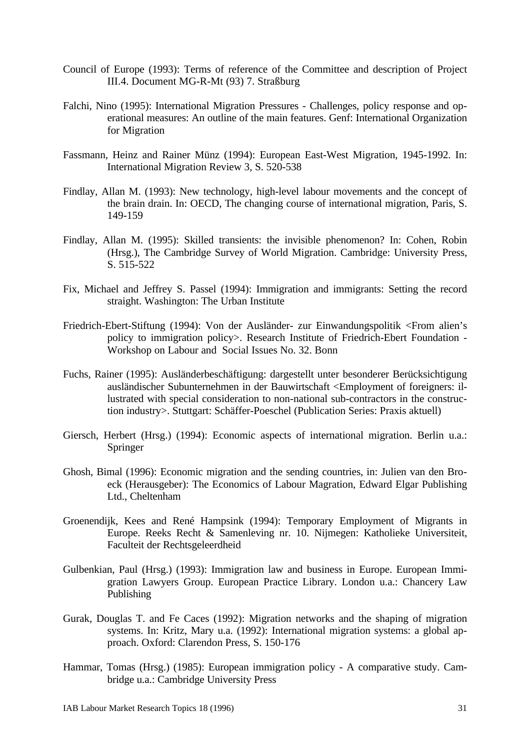Council of Europe (1993): Terms of reference of the Committee and description of Project III.4. Document MG-R-Mt (93) 7. Straßburg

Falchi, Nino (1995): International Migration Pressures - Challenges, policy response and operational measures: An outline of the main features. Genf: International Organization for Migration

Fassmann, Heinz and Rainer Münz (1994): European East-West Migration, 1945-1992. In: International Migration Review 3, S. 520-538

Findlay, Allan M. (1993): New technology, high-level labour movements and the concept of the brain drain. In: OECD, The changing course of international migration, Paris, S. 149-159

Findlay, Allan M. (1995): Skilled transients: the invisible phenomenon? In: Cohen, Robin (Hrsg.), The Cambridge Survey of World Migration. Cambridge: University Press, S. 515-522

Fix, Michael and Jeffrey S. Passel (1994): Immigration and immigrants: Setting the record straight. Washington: The Urban Institute

Friedrich-Ebert-Stiftung (1994): Von der Ausländer- zur Einwandungspolitik <From alien's policy to immigration policy>. Research Institute of Friedrich-Ebert Foundation - Workshop on Labour and Social Issues No. 32. Bonn

Fuchs, Rainer (1995): Ausländerbeschäftigung: dargestellt unter besonderer Berücksichtigung ausländischer Subunternehmen in der Bauwirtschaft <Employment of foreigners: illustrated with special consideration to non-national sub-contractors in the construction industry>. Stuttgart: Schäffer-Poeschel (Publication Series: Praxis aktuell)

Giersch, Herbert (Hrsg.) (1994): Economic aspects of international migration. Berlin u.a.: Springer

Ghosh, Bimal (1996): Economic migration and the sending countries, in: Julien van den Broeck (Herausgeber): The Economics of Labour Magration, Edward Elgar Publishing Ltd., Cheltenham

Groenendijk, Kees and René Hampsink (1994): Temporary Employment of Migrants in Europe. Reeks Recht & Samenleving nr. 10. Nijmegen: Katholieke Universiteit, Faculteit der Rechtsgeleerdheid

Gulbenkian, Paul (Hrsg.) (1993): Immigration law and business in Europe. European Immigration Lawyers Group. European Practice Library. London u.a.: Chancery Law Publishing

Gurak, Douglas T. and Fe Caces (1992): Migration networks and the shaping of migration systems. In: Kritz, Mary u.a. (1992): International migration systems: a global approach. Oxford: Clarendon Press, S. 150-176

Hammar, Tomas (Hrsg.) (1985): European immigration policy - A comparative study. Cambridge u.a.: Cambridge University Press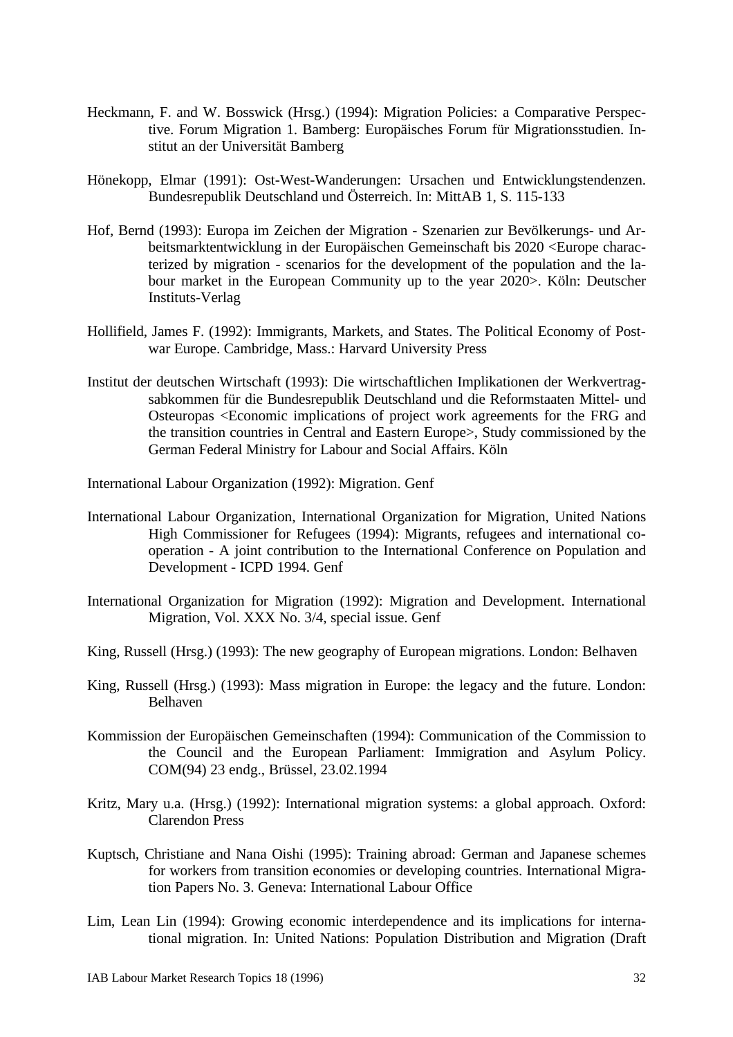Heckmann, F. and W. Bosswick (Hrsg.) (1994): Migration Policies: a Comparative Perspective. Forum Migration 1. Bamberg: Europäisches Forum für Migrationsstudien. Institut an der Universität Bamberg

Hönekopp, Elmar (1991): Ost-West-Wanderungen: Ursachen und Entwicklungstendenzen. Bundesrepublik Deutschland und Österreich. In: MittAB 1, S. 115-133

Hof, Bernd (1993): Europa im Zeichen der Migration - Szenarien zur Bevölkerungs- und Arbeitsmarktentwicklung in der Europäischen Gemeinschaft bis 2020 <Europe characterized by migration - scenarios for the development of the population and the labour market in the European Community up to the year 2020>. Köln: Deutscher Instituts-Verlag

Hollifield, James F. (1992): Immigrants, Markets, and States. The Political Economy of Postwar Europe. Cambridge, Mass.: Harvard University Press

Institut der deutschen Wirtschaft (1993): Die wirtschaftlichen Implikationen der Werkvertragsabkommen für die Bundesrepublik Deutschland und die Reformstaaten Mittel- und Osteuropas <Economic implications of project work agreements for the FRG and the transition countries in Central and Eastern Europe>, Study commissioned by the German Federal Ministry for Labour and Social Affairs. Köln

International Labour Organization (1992): Migration. Genf

International Labour Organization, International Organization for Migration, United Nations High Commissioner for Refugees (1994): Migrants, refugees and international cooperation - A joint contribution to the International Conference on Population and Development - ICPD 1994. Genf

International Organization for Migration (1992): Migration and Development. International Migration, Vol. XXX No. 3/4, special issue. Genf

King, Russell (Hrsg.) (1993): The new geography of European migrations. London: Belhaven

King, Russell (Hrsg.) (1993): Mass migration in Europe: the legacy and the future. London: Belhaven

Kommission der Europäischen Gemeinschaften (1994): Communication of the Commission to the Council and the European Parliament: Immigration and Asylum Policy. COM(94) 23 endg., Brüssel, 23.02.1994

Kritz, Mary u.a. (Hrsg.) (1992): International migration systems: a global approach. Oxford: Clarendon Press

Kuptsch, Christiane and Nana Oishi (1995): Training abroad: German and Japanese schemes for workers from transition economies or developing countries. International Migration Papers No. 3. Geneva: International Labour Office

Lim, Lean Lin (1994): Growing economic interdependence and its implications for international migration. In: United Nations: Population Distribution and Migration (Draft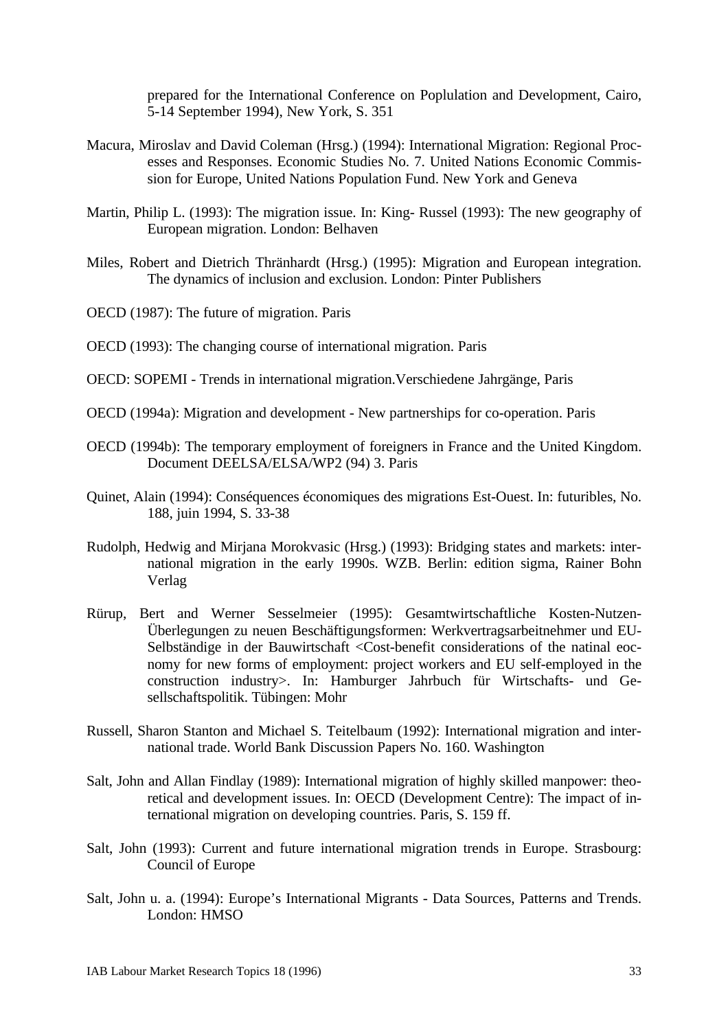prepared for the International Conference on Poplulation and Development, Cairo, 5-14 September 1994), New York, S. 351

Macura, Miroslav and David Coleman (Hrsg.) (1994): International Migration: Regional Processes and Responses. Economic Studies No. 7. United Nations Economic Commission for Europe, United Nations Population Fund. New York and Geneva

Martin, Philip L. (1993): The migration issue. In: King- Russel (1993): The new geography of European migration. London: Belhaven

Miles, Robert and Dietrich Thränhardt (Hrsg.) (1995): Migration and European integration. The dynamics of inclusion and exclusion. London: Pinter Publishers

OECD (1987): The future of migration. Paris

OECD (1993): The changing course of international migration. Paris

OECD: SOPEMI - Trends in international migration.Verschiedene Jahrgänge, Paris

OECD (1994a): Migration and development - New partnerships for co-operation. Paris

OECD (1994b): The temporary employment of foreigners in France and the United Kingdom. Document DEELSA/ELSA/WP2 (94) 3. Paris

Quinet, Alain (1994): Conséquences économiques des migrations Est-Ouest. In: futuribles, No. 188, juin 1994, S. 33-38

Rudolph, Hedwig and Mirjana Morokvasic (Hrsg.) (1993): Bridging states and markets: international migration in the early 1990s. WZB. Berlin: edition sigma, Rainer Bohn Verlag

Rürup, Bert and Werner Sesselmeier (1995): Gesamtwirtschaftliche Kosten-Nutzen-Überlegungen zu neuen Beschäftigungsformen: Werkvertragsarbeitnehmer und EU-Selbständige in der Bauwirtschaft <Cost-benefit considerations of the natinal eocnomy for new forms of employment: project workers and EU self-employed in the construction industry>. In: Hamburger Jahrbuch für Wirtschafts- und Gesellschaftspolitik. Tübingen: Mohr

Russell, Sharon Stanton and Michael S. Teitelbaum (1992): International migration and international trade. World Bank Discussion Papers No. 160. Washington

Salt, John and Allan Findlay (1989): International migration of highly skilled manpower: theoretical and development issues. In: OECD (Development Centre): The impact of international migration on developing countries. Paris, S. 159 ff.

Salt, John (1993): Current and future international migration trends in Europe. Strasbourg: Council of Europe

Salt, John u. a. (1994): Europe's International Migrants - Data Sources, Patterns and Trends. London: HMSO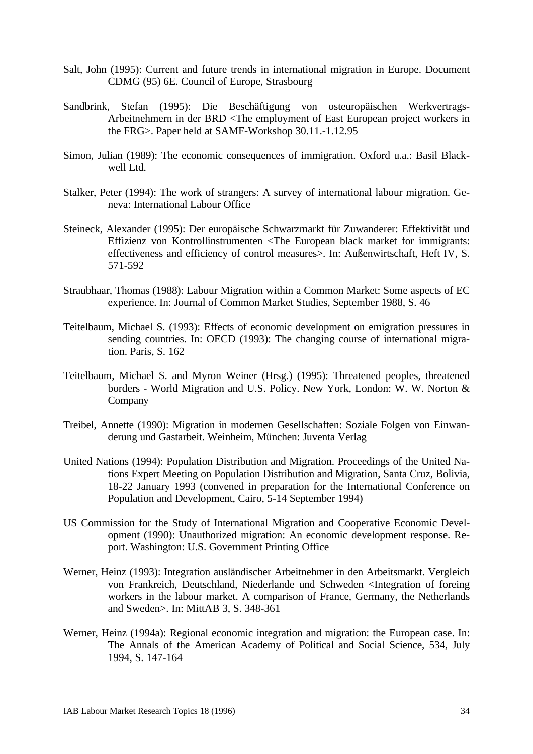Salt, John (1995): Current and future trends in international migration in Europe. Document CDMG (95) 6E. Council of Europe, Strasbourg

Sandbrink, Stefan (1995): Die Beschäftigung von osteuropäischen Werkvertrags-Arbeitnehmern in der BRD <The employment of East European project workers in the FRG>. Paper held at SAMF-Workshop 30.11.-1.12.95

Simon, Julian (1989): The economic consequences of immigration. Oxford u.a.: Basil Blackwell Ltd.

Stalker, Peter (1994): The work of strangers: A survey of international labour migration. Geneva: International Labour Office

Steineck, Alexander (1995): Der europäische Schwarzmarkt für Zuwanderer: Effektivität und Effizienz von Kontrollinstrumenten <The European black market for immigrants: effectiveness and efficiency of control measures>. In: Außenwirtschaft, Heft IV, S. 571-592

Straubhaar, Thomas (1988): Labour Migration within a Common Market: Some aspects of EC experience. In: Journal of Common Market Studies, September 1988, S. 46

Teitelbaum, Michael S. (1993): Effects of economic development on emigration pressures in sending countries. In: OECD (1993): The changing course of international migration. Paris, S. 162

Teitelbaum, Michael S. and Myron Weiner (Hrsg.) (1995): Threatened peoples, threatened borders - World Migration and U.S. Policy. New York, London: W. W. Norton & Company

Treibel, Annette (1990): Migration in modernen Gesellschaften: Soziale Folgen von Einwanderung und Gastarbeit. Weinheim, München: Juventa Verlag

United Nations (1994): Population Distribution and Migration. Proceedings of the United Nations Expert Meeting on Population Distribution and Migration, Santa Cruz, Bolivia, 18-22 January 1993 (convened in preparation for the International Conference on Population and Development, Cairo, 5-14 September 1994)

US Commission for the Study of International Migration and Cooperative Economic Development (1990): Unauthorized migration: An economic development response. Report. Washington: U.S. Government Printing Office

Werner, Heinz (1993): Integration ausländischer Arbeitnehmer in den Arbeitsmarkt. Vergleich von Frankreich, Deutschland, Niederlande und Schweden <Integration of foreing workers in the labour market. A comparison of France, Germany, the Netherlands and Sweden>. In: MittAB 3, S. 348-361

Werner, Heinz (1994a): Regional economic integration and migration: the European case. In: The Annals of the American Academy of Political and Social Science, 534, July 1994, S. 147-164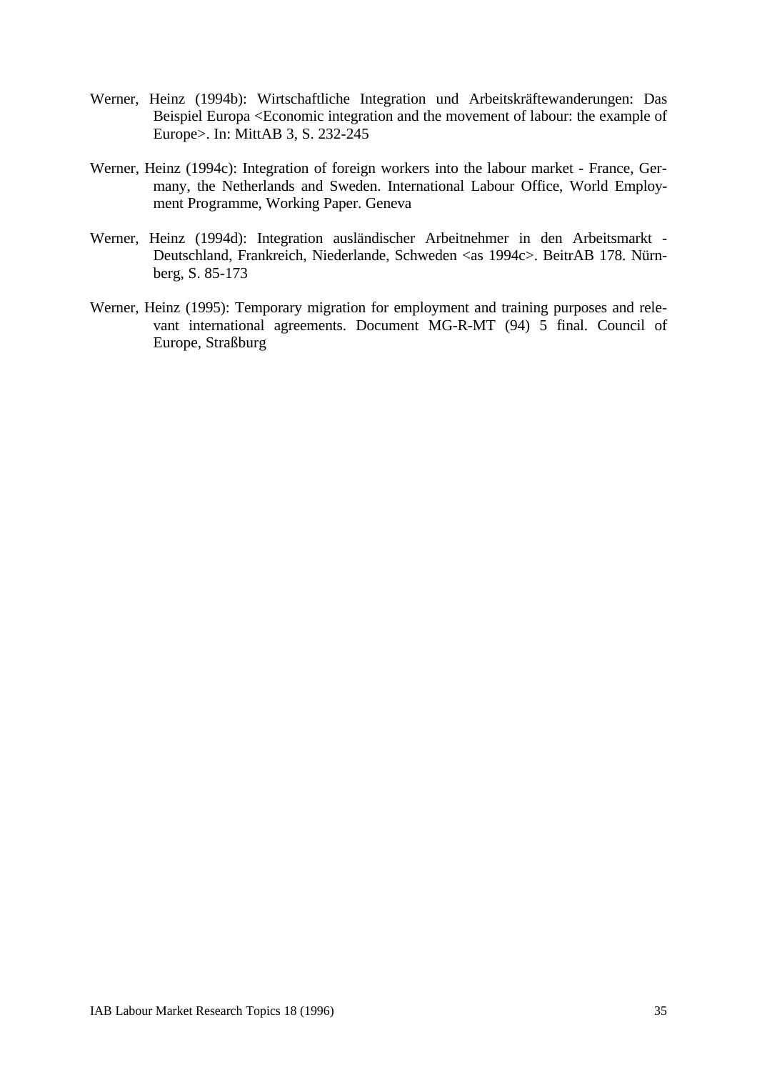Werner, Heinz (1994b): Wirtschaftliche Integration und Arbeitskräftewanderungen: Das Beispiel Europa <Economic integration and the movement of labour: the example of Europe>. In: MittAB 3, S. 232-245

Werner, Heinz (1994c): Integration of foreign workers into the labour market - France, Germany, the Netherlands and Sweden. International Labour Office, World Employment Programme, Working Paper. Geneva

Werner, Heinz (1994d): Integration ausländischer Arbeitnehmer in den Arbeitsmarkt - Deutschland, Frankreich, Niederlande, Schweden <as 1994c>. BeitrAB 178. Nürnberg, S. 85-173

Werner, Heinz (1995): Temporary migration for employment and training purposes and relevant international agreements. Document MG-R-MT (94) 5 final. Council of Europe, Straßburg